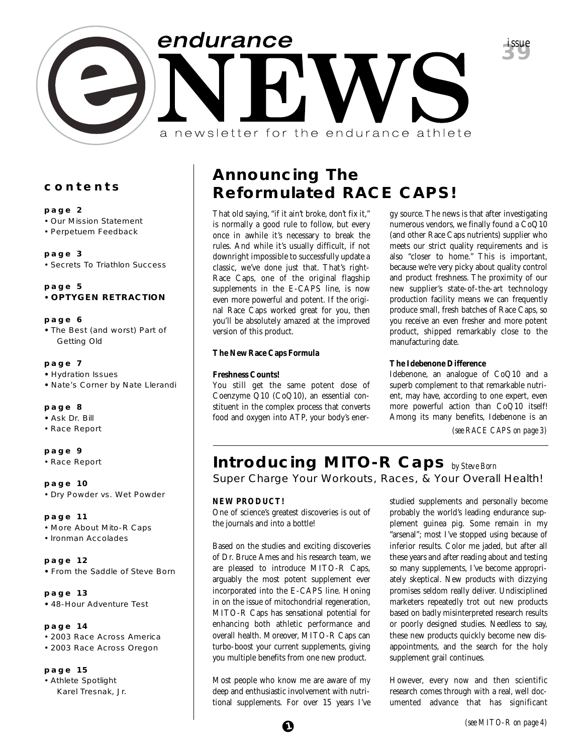# endurance NEWS

a newsletter for the endurance athlete

issue 39

## contents

**page 2**
- Our Mission Statement
- Perpetuem Feedback

**page 3**
- Secrets To Triathlon Success

**page 5**
- **OPTYGEN RETRACTION**

**page 6**
- The Best (and worst) Part of Getting Old

**page 7**
- Hydration Issues
- Nate's Corner by Nate Llerandi

**page 8**
- Ask Dr. Bill
- Race Report

**page 9**
- Race Report

**page 10**
- Dry Powder vs. Wet Powder

**page 11**
- More About Mito-R Caps
- Ironman Accolades

**page 12**
- From the Saddle of Steve Born

**page 13**
- 48-Hour Adventure Test

**page 14**
- 2003 Race Across America
- 2003 Race Across Oregon

**page 15**
- Athlete Spotlight
  Karel Tresnak, Jr.

## Announcing The Reformulated RACE CAPS!

That old saying, "if it ain't broke, don't fix it," is normally a good rule to follow, but every once in awhile it's necessary to break the rules. And while it's usually difficult, if not downright impossible to successfully update a classic, we've done just that. That's right-Race Caps, one of the original flagship supplements in the E-CAPS line, is now even more powerful and potent. If the original Race Caps worked great for you, then you'll be absolutely amazed at the improved version of this product.

**The New Race Caps Formula**

**Freshness Counts!**

You still get the same potent dose of Coenzyme Q10 (CoQ10), an essential constituent in the complex process that converts food and oxygen into ATP, your body's energy source. The news is that after investigating numerous vendors, we finally found a CoQ10 (and other Race Caps nutrients) supplier who meets our strict quality requirements and is also "closer to home." This is important, because we're very picky about quality control and product freshness. The proximity of our new supplier's state-of-the-art technology production facility means we can frequently produce small, fresh batches of Race Caps, so you receive an even fresher and more potent product, shipped remarkably close to the manufacturing date.

**The Idebenone Difference**

Idebenone, an analogue of CoQ10 and a superb complement to that remarkable nutrient, may have, according to one expert, even more powerful action than CoQ10 itself! Among its many benefits, Idebenone is an

*(see RACE CAPS on page 3)*

## Introducing MITO-R Caps *by Steve Born*

### Super Charge Your Workouts, Races, & Your Overall Health!

**NEW PRODUCT!**

One of science's greatest discoveries is out of the journals and into a bottle!

Based on the studies and exciting discoveries of Dr. Bruce Ames and his research team, we are pleased to introduce MITO-R Caps, arguably the most potent supplement ever incorporated into the E-CAPS line. Honing in on the issue of mitochondrial regeneration, MITO-R Caps has sensational potential for enhancing both athletic performance and overall health. Moreover, MITO-R Caps can turbo-boost your current supplements, giving you multiple benefits from one new product.

Most people who know me are aware of my deep and enthusiastic involvement with nutritional supplements. For over 15 years I've studied supplements and personally become probably the world's leading endurance supplement guinea pig. Some remain in my "arsenal"; most I've stopped using because of inferior results. Color me jaded, but after all these years and after reading about and testing so many supplements, I've become appropriately skeptical. New products with dizzying promises seldom really deliver. Undisciplined marketers repeatedly trot out new products based on badly misinterpreted research results or poorly designed studies. Needless to say, these new products quickly become new disappointments, and the search for the holy supplement grail continues.

However, every now and then scientific research comes through with a real, well documented advance that has significant

*(see MITO-R on page 4)*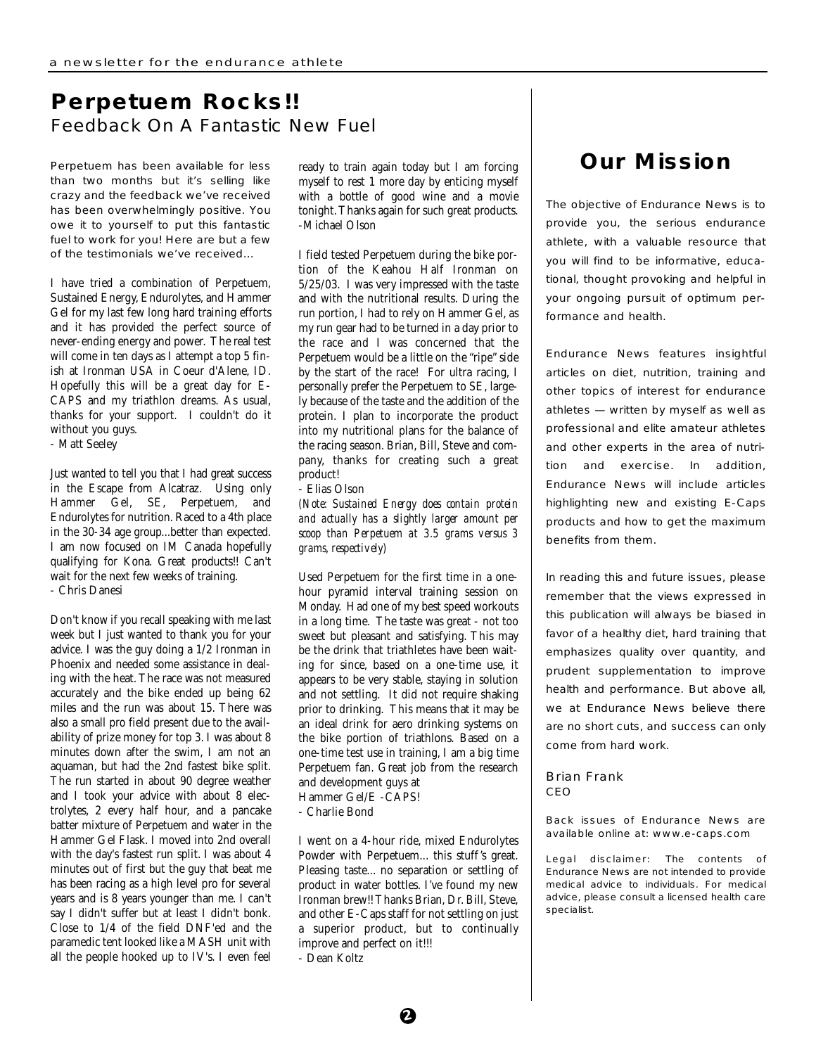# Perpetuem Rocks!!

## Feedback On A Fantastic New Fuel

Perpetuem has been available for less than two months but it's selling like crazy and the feedback we've received has been overwhelmingly positive. You owe it to yourself to put this fantastic fuel to work for you! Here are but a few of the testimonials we've received...

I have tried a combination of Perpetuem, Sustained Energy, Endurolytes, and Hammer Gel for my last few long hard training efforts and it has provided the perfect source of never-ending energy and power. The real test will come in ten days as I attempt a top 5 finish at Ironman USA in Coeur d'Alene, ID. Hopefully this will be a great day for E-CAPS and my triathlon dreams. As usual, thanks for your support. I couldn't do it without you guys.
- Matt Seeley

Just wanted to tell you that I had great success in the Escape from Alcatraz. Using only Hammer Gel, SE, Perpetuem, and Endurolytes for nutrition. Raced to a 4th place in the 30-34 age group...better than expected. I am now focused on IM Canada hopefully qualifying for Kona. Great products!! Can't wait for the next few weeks of training.
- Chris Danesi

Don't know if you recall speaking with me last week but I just wanted to thank you for your advice. I was the guy doing a 1/2 Ironman in Phoenix and needed some assistance in dealing with the heat. The race was not measured accurately and the bike ended up being 62 miles and the run was about 15. There was also a small pro field present due to the availability of prize money for top 3. I was about 8 minutes down after the swim, I am not an aquaman, but had the 2nd fastest bike split. The run started in about 90 degree weather and I took your advice with about 8 electrolytes, 2 every half hour, and a pancake batter mixture of Perpetuem and water in the Hammer Gel Flask. I moved into 2nd overall with the day's fastest run split. I was about 4 minutes out of first but the guy that beat me has been racing as a high level pro for several years and is 8 years younger than me. I can't say I didn't suffer but at least I didn't bonk. Close to 1/4 of the field DNF'ed and the paramedic tent looked like a MASH unit with all the people hooked up to IV's. I even feel ready to train again today but I am forcing myself to rest 1 more day by enticing myself with a bottle of good wine and a movie tonight. Thanks again for such great products.
-Michael Olson

I field tested Perpetuem during the bike portion of the Keahou Half Ironman on 5/25/03. I was very impressed with the taste and with the nutritional results. During the run portion, I had to rely on Hammer Gel, as my run gear had to be turned in a day prior to the race and I was concerned that the Perpetuem would be a little on the "ripe" side by the start of the race! For ultra racing, I personally prefer the Perpetuem to SE, largely because of the taste and the addition of the protein. I plan to incorporate the product into my nutritional plans for the balance of the racing season. Brian, Bill, Steve and company, thanks for creating such a great product!
- Elias Olson

*(Note: Sustained Energy does contain protein and actually has a slightly larger amount per scoop than Perpetuem at 3.5 grams versus 3 grams, respectively)*

Used Perpetuem for the first time in a one-hour pyramid interval training session on Monday. Had one of my best speed workouts in a long time. The taste was great - not too sweet but pleasant and satisfying. This may be the drink that triathletes have been waiting for since, based on a one-time use, it appears to be very stable, staying in solution and not settling. It did not require shaking prior to drinking. This means that it may be an ideal drink for aero drinking systems on the bike portion of triathlons. Based on a one-time test use in training, I am a big time Perpetuem fan. Great job from the research and development guys at
Hammer Gel/E -CAPS!
- Charlie Bond

I went on a 4-hour ride, mixed Endurolytes Powder with Perpetuem... this stuff's great. Pleasing taste... no separation or settling of product in water bottles. I've found my new Ironman brew!! Thanks Brian, Dr. Bill, Steve, and other E-Caps staff for not settling on just a superior product, but to continually improve and perfect on it!!!
- Dean Koltz

# Our Mission

The objective of Endurance News is to provide you, the serious endurance athlete, with a valuable resource that you will find to be informative, educational, thought provoking and helpful in your ongoing pursuit of optimum performance and health.

Endurance News features insightful articles on diet, nutrition, training and other topics of interest for endurance athletes — written by myself as well as professional and elite amateur athletes and other experts in the area of nutrition and exercise. In addition, Endurance News will include articles highlighting new and existing E-Caps products and how to get the maximum benefits from them.

In reading this and future issues, please remember that the views expressed in this publication will always be biased in favor of a healthy diet, hard training that emphasizes quality over quantity, and prudent supplementation to improve health and performance. But above all, we at Endurance News believe there are no short cuts, and success can only come from hard work.

Brian Frank
CEO

Back issues of Endurance News are available online at: www.e-caps.com

Legal disclaimer: The contents of Endurance News are not intended to provide medical advice to individuals. For medical advice, please consult a licensed health care specialist.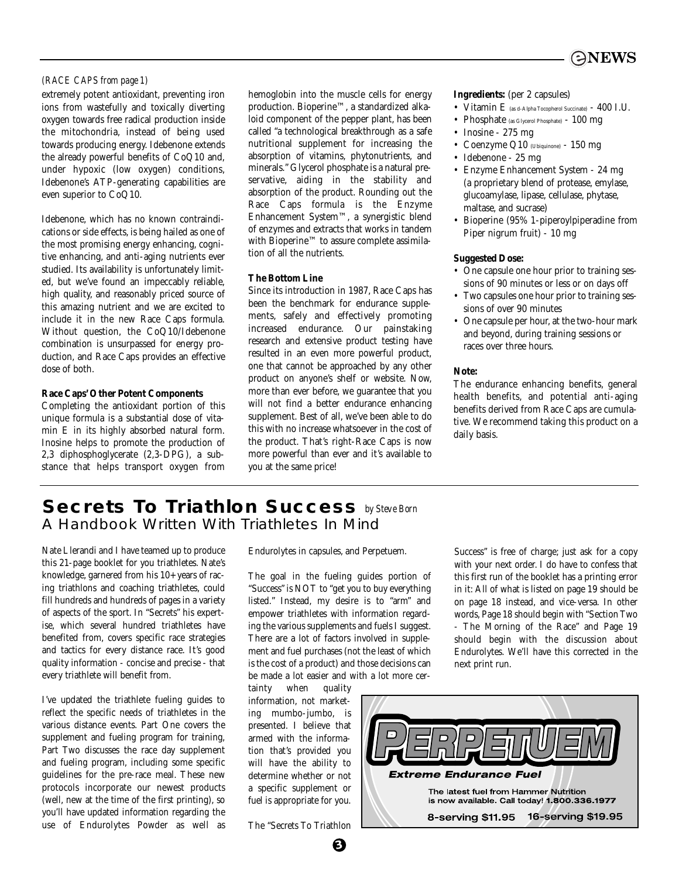*(RACE CAPS from page 1)*

extremely potent antioxidant, preventing iron ions from wastefully and toxically diverting oxygen towards free radical production inside the mitochondria, instead of being used towards producing energy. Idebenone extends the already powerful benefits of CoQ10 and, under hypoxic (low oxygen) conditions, Idebenone's ATP-generating capabilities are even superior to CoQ10.

Idebenone, which has no known contraindications or side effects, is being hailed as one of the most promising energy enhancing, cognitive enhancing, and anti-aging nutrients ever studied. Its availability is unfortunately limited, but we've found an impeccably reliable, high quality, and reasonably priced source of this amazing nutrient and we are excited to include it in the new Race Caps formula. Without question, the CoQ10/Idebenone combination is unsurpassed for energy production, and Race Caps provides an effective dose of both.

**Race Caps' Other Potent Components**

Completing the antioxidant portion of this unique formula is a substantial dose of vitamin E in its highly absorbed natural form. Inosine helps to promote the production of 2,3 diphosphoglycerate (2,3-DPG), a substance that helps transport oxygen from hemoglobin into the muscle cells for energy production. Bioperine™, a standardized alkaloid component of the pepper plant, has been called "a technological breakthrough as a safe nutritional supplement for increasing the absorption of vitamins, phytonutrients, and minerals." Glycerol phosphate is a natural preservative, aiding in the stability and absorption of the product. Rounding out the Race Caps formula is the Enzyme Enhancement System™, a synergistic blend of enzymes and extracts that works in tandem with Bioperine™ to assure complete assimilation of all the nutrients.

**The Bottom Line**

Since its introduction in 1987, Race Caps has been the benchmark for endurance supplements, safely and effectively promoting increased endurance. Our painstaking research and extensive product testing have resulted in an even more powerful product, one that cannot be approached by any other product on anyone's shelf or website. Now, more than ever before, we guarantee that you will not find a better endurance enhancing supplement. Best of all, we've been able to do this with no increase whatsoever in the cost of the product. That's right-Race Caps is now more powerful than ever and it's available to you at the same price!

**Ingredients:** (per 2 capsules)

- Vitamin E (as d-Alpha Tocopherol Succinate) - 400 I.U.
- Phosphate (as Glycerol Phosphate) - 100 mg
- Inosine - 275 mg
- Coenzyme Q10 (Ubiquinone) - 150 mg
- Idebenone - 25 mg
- Enzyme Enhancement System - 24 mg (a proprietary blend of protease, emylase, glucoamylase, lipase, cellulase, phytase, maltase, and sucrase)
- Bioperine (95% 1-piperoylpiperadine from Piper nigrum fruit) - 10 mg

**Suggested Dose:**

- One capsule one hour prior to training sessions of 90 minutes or less or on days off
- Two capsules one hour prior to training sessions of over 90 minutes
- One capsule per hour, at the two-hour mark and beyond, during training sessions or races over three hours.

**Note:**

The endurance enhancing benefits, general health benefits, and potential anti-aging benefits derived from Race Caps are cumulative. We recommend taking this product on a daily basis.

## Secrets To Triathlon Success *by Steve Born*

### A Handbook Written With Triathletes In Mind

Nate Llerandi and I have teamed up to produce this 21-page booklet for you triathletes. Nate's knowledge, garnered from his 10+ years of racing triathlons and coaching triathletes, could fill hundreds and hundreds of pages in a variety of aspects of the sport. In "Secrets" his expertise, which several hundred triathletes have benefited from, covers specific race strategies and tactics for every distance race. It's good quality information - concise and precise - that every triathlete will benefit from.

I've updated the triathlete fueling guides to reflect the specific needs of triathletes in the various distance events. Part One covers the supplement and fueling program for training, Part Two discusses the race day supplement and fueling program, including some specific guidelines for the pre-race meal. These new protocols incorporate our newest products (well, new at the time of the first printing), so you'll have updated information regarding the use of Endurolytes Powder as well as Endurolytes in capsules, and Perpetuem.

The goal in the fueling guides portion of "Success" is NOT to "get you to buy everything listed." Instead, my desire is to "arm" and empower triathletes with information regarding the various supplements and fuels I suggest. There are a lot of factors involved in supplement and fuel purchases (not the least of which is the cost of a product) and those decisions can be made a lot easier and with a lot more certainty when quality information, not marketing mumbo-jumbo, is presented. I believe that armed with the information that's provided you will have the ability to determine whether or not a specific supplement or fuel is appropriate for you.

The "Secrets To Triathlon Success" is free of charge; just ask for a copy with your next order. I do have to confess that this first run of the booklet has a printing error in it: All of what is listed on page 19 should be on page 18 instead, and vice-versa. In other words, Page 18 should begin with "Section Two - The Morning of the Race" and Page 19 should begin with the discussion about Endurolytes. We'll have this corrected in the next print run.

**PERPETUEM**

**Extreme Endurance Fuel**

The latest fuel from Hammer Nutrition is now available. Call today! **1.800.336.1977**

**8-serving $11.95    16-serving $19.95**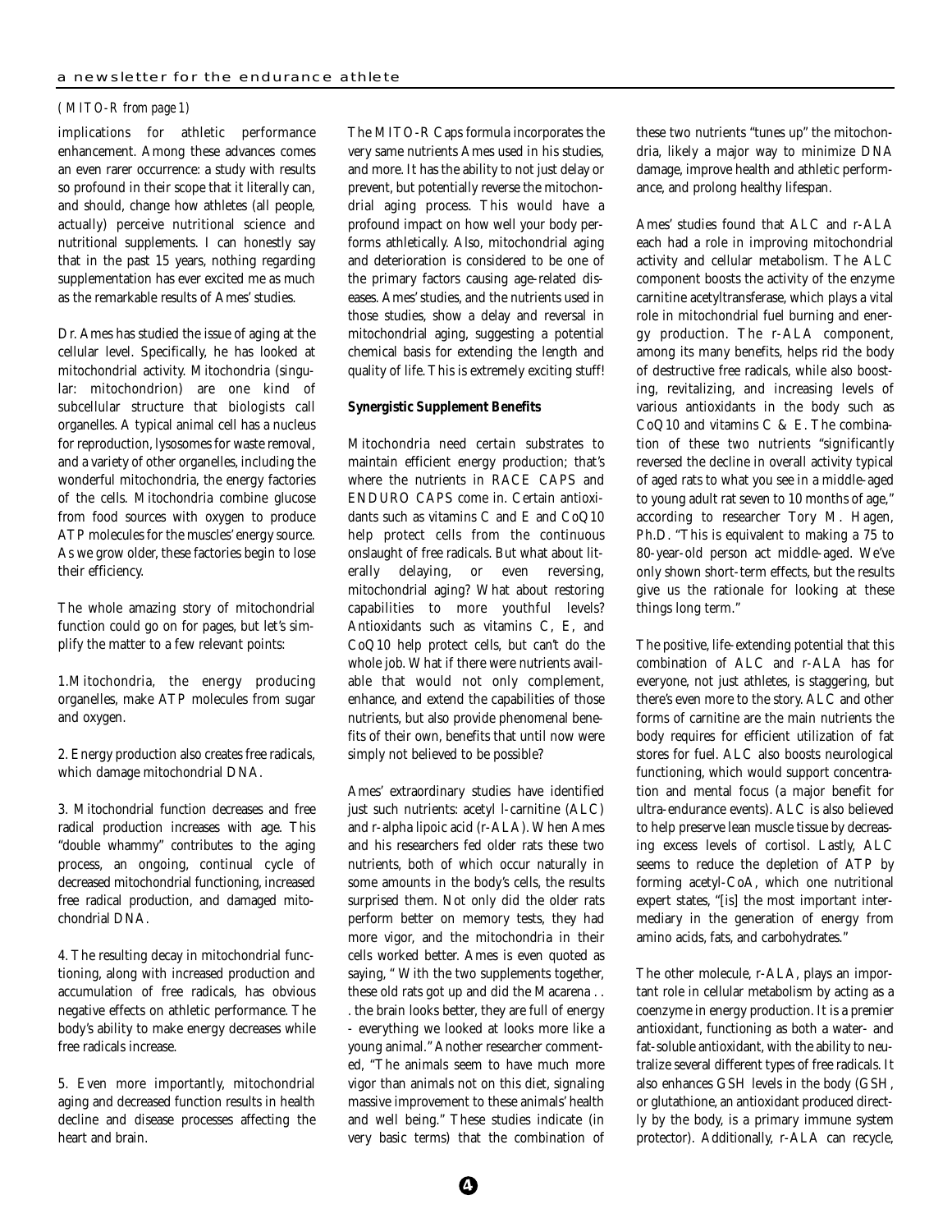*( MITO-R from page 1)*

implications for athletic performance enhancement. Among these advances comes an even rarer occurrence: a study with results so profound in their scope that it literally can, and should, change how athletes (all people, actually) perceive nutritional science and nutritional supplements. I can honestly say that in the past 15 years, nothing regarding supplementation has ever excited me as much as the remarkable results of Ames' studies.

Dr. Ames has studied the issue of aging at the cellular level. Specifically, he has looked at mitochondrial activity. Mitochondria (singular: mitochondrion) are one kind of subcellular structure that biologists call organelles. A typical animal cell has a nucleus for reproduction, lysosomes for waste removal, and a variety of other organelles, including the wonderful mitochondria, the energy factories of the cells. Mitochondria combine glucose from food sources with oxygen to produce ATP molecules for the muscles' energy source. As we grow older, these factories begin to lose their efficiency.

The whole amazing story of mitochondrial function could go on for pages, but let's simplify the matter to a few relevant points:

1. Mitochondria, the energy producing organelles, make ATP molecules from sugar and oxygen.

2. Energy production also creates free radicals, which damage mitochondrial DNA.

3. Mitochondrial function decreases and free radical production increases with age. This "double whammy" contributes to the aging process, an ongoing, continual cycle of decreased mitochondrial functioning, increased free radical production, and damaged mitochondrial DNA.

4. The resulting decay in mitochondrial functioning, along with increased production and accumulation of free radicals, has obvious negative effects on athletic performance. The body's ability to make energy decreases while free radicals increase.

5. Even more importantly, mitochondrial aging and decreased function results in health decline and disease processes affecting the heart and brain.

The MITO-R Caps formula incorporates the very same nutrients Ames used in his studies, and more. It has the ability to not just delay or prevent, but potentially reverse the mitochondrial aging process. This would have a profound impact on how well your body performs athletically. Also, mitochondrial aging and deterioration is considered to be one of the primary factors causing age-related diseases. Ames' studies, and the nutrients used in those studies, show a delay and reversal in mitochondrial aging, suggesting a potential chemical basis for extending the length and quality of life. This is extremely exciting stuff!

**Synergistic Supplement Benefits**

Mitochondria need certain substrates to maintain efficient energy production; that's where the nutrients in RACE CAPS and ENDURO CAPS come in. Certain antioxidants such as vitamins C and E and CoQ10 help protect cells from the continuous onslaught of free radicals. But what about literally delaying, or even reversing, mitochondrial aging? What about restoring capabilities to more youthful levels? Antioxidants such as vitamins C, E, and CoQ10 help protect cells, but can't do the whole job. What if there were nutrients available that would not only complement, enhance, and extend the capabilities of those nutrients, but also provide phenomenal benefits of their own, benefits that until now were simply not believed to be possible?

Ames' extraordinary studies have identified just such nutrients: acetyl l-carnitine (ALC) and r-alpha lipoic acid (r-ALA). When Ames and his researchers fed older rats these two nutrients, both of which occur naturally in some amounts in the body's cells, the results surprised them. Not only did the older rats perform better on memory tests, they had more vigor, and the mitochondria in their cells worked better. Ames is even quoted as saying, " With the two supplements together, these old rats got up and did the Macarena . . . the brain looks better, they are full of energy - everything we looked at looks more like a young animal." Another researcher commented, "The animals seem to have much more vigor than animals not on this diet, signaling massive improvement to these animals' health and well being." These studies indicate (in very basic terms) that the combination of these two nutrients "tunes up" the mitochondria, likely a major way to minimize DNA damage, improve health and athletic performance, and prolong healthy lifespan.

Ames' studies found that ALC and r-ALA each had a role in improving mitochondrial activity and cellular metabolism. The ALC component boosts the activity of the enzyme carnitine acetyltransferase, which plays a vital role in mitochondrial fuel burning and energy production. The r-ALA component, among its many benefits, helps rid the body of destructive free radicals, while also boosting, revitalizing, and increasing levels of various antioxidants in the body such as CoQ10 and vitamins C & E. The combination of these two nutrients "significantly reversed the decline in overall activity typical of aged rats to what you see in a middle-aged to young adult rat seven to 10 months of age," according to researcher Tory M. Hagen, Ph.D. "This is equivalent to making a 75 to 80-year-old person act middle-aged. We've only shown short-term effects, but the results give us the rationale for looking at these things long term."

The positive, life-extending potential that this combination of ALC and r-ALA has for everyone, not just athletes, is staggering, but there's even more to the story. ALC and other forms of carnitine are the main nutrients the body requires for efficient utilization of fat stores for fuel. ALC also boosts neurological functioning, which would support concentration and mental focus (a major benefit for ultra-endurance events). ALC is also believed to help preserve lean muscle tissue by decreasing excess levels of cortisol. Lastly, ALC seems to reduce the depletion of ATP by forming acetyl-CoA, which one nutritional expert states, "[is] the most important intermediary in the generation of energy from amino acids, fats, and carbohydrates."

The other molecule, r-ALA, plays an important role in cellular metabolism by acting as a coenzyme in energy production. It is a premier antioxidant, functioning as both a water- and fat-soluble antioxidant, with the ability to neutralize several different types of free radicals. It also enhances GSH levels in the body (GSH, or glutathione, an antioxidant produced directly by the body, is a primary immune system protector). Additionally, r-ALA can recycle,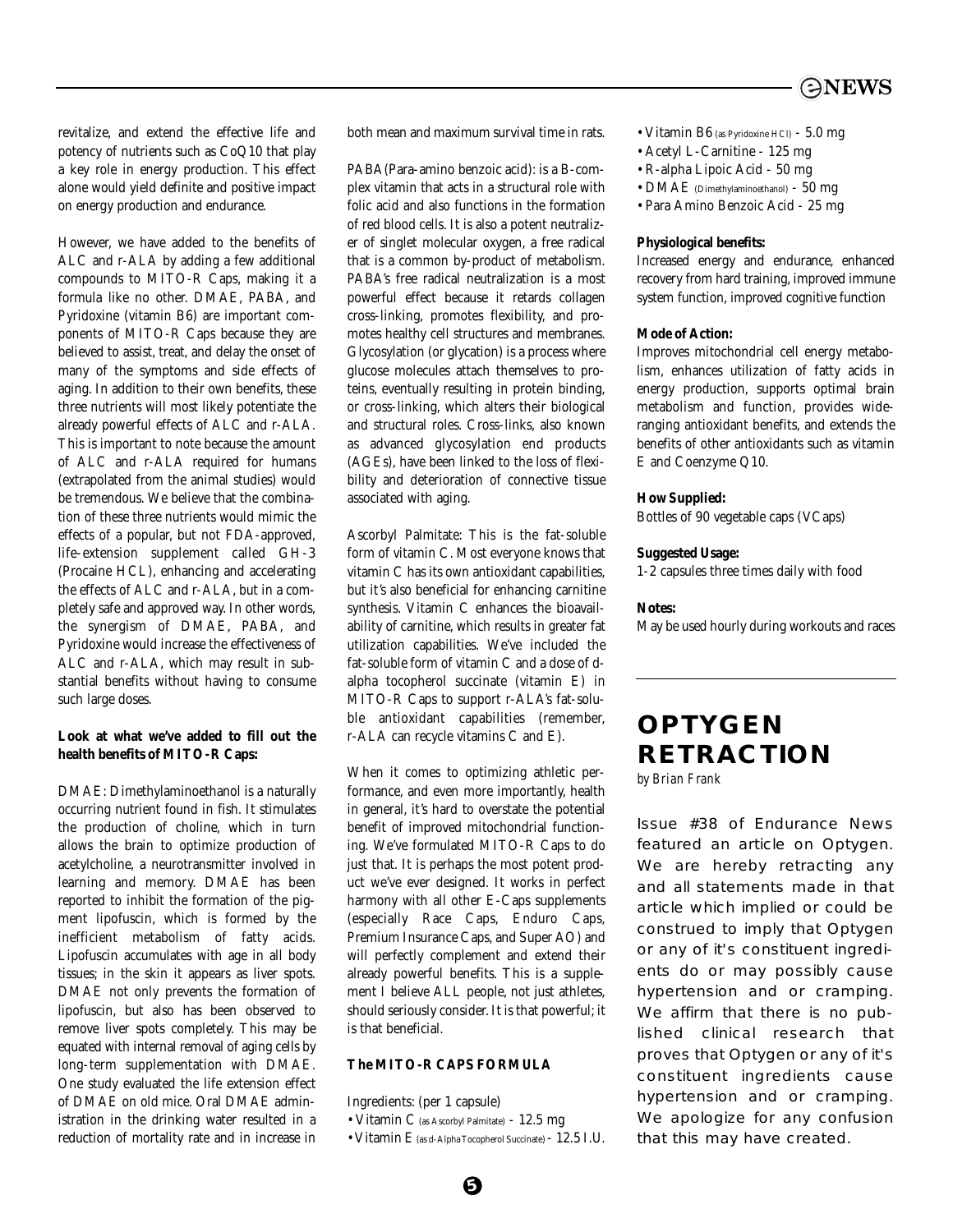revitalize, and extend the effective life and potency of nutrients such as CoQ10 that play a key role in energy production. This effect alone would yield definite and positive impact on energy production and endurance.

However, we have added to the benefits of ALC and r-ALA by adding a few additional compounds to MITO-R Caps, making it a formula like no other. DMAE, PABA, and Pyridoxine (vitamin B6) are important components of MITO-R Caps because they are believed to assist, treat, and delay the onset of many of the symptoms and side effects of aging. In addition to their own benefits, these three nutrients will most likely potentiate the already powerful effects of ALC and r-ALA. This is important to note because the amount of ALC and r-ALA required for humans (extrapolated from the animal studies) would be tremendous. We believe that the combination of these three nutrients would mimic the effects of a popular, but not FDA-approved, life-extension supplement called GH-3 (Procaine HCL), enhancing and accelerating the effects of ALC and r-ALA, but in a completely safe and approved way. In other words, the synergism of DMAE, PABA, and Pyridoxine would increase the effectiveness of ALC and r-ALA, which may result in substantial benefits without having to consume such large doses.

**Look at what we've added to fill out the health benefits of MITO-R Caps:**

DMAE: Dimethylaminoethanol is a naturally occurring nutrient found in fish. It stimulates the production of choline, which in turn allows the brain to optimize production of acetylcholine, a neurotransmitter involved in learning and memory. DMAE has been reported to inhibit the formation of the pigment lipofuscin, which is formed by the inefficient metabolism of fatty acids. Lipofuscin accumulates with age in all body tissues; in the skin it appears as liver spots. DMAE not only prevents the formation of lipofuscin, but also has been observed to remove liver spots completely. This may be equated with internal removal of aging cells by long-term supplementation with DMAE. One study evaluated the life extension effect of DMAE on old mice. Oral DMAE administration in the drinking water resulted in a reduction of mortality rate and in increase in both mean and maximum survival time in rats.

PABA(Para-amino benzoic acid): is a B-complex vitamin that acts in a structural role with folic acid and also functions in the formation of red blood cells. It is also a potent neutralizer of singlet molecular oxygen, a free radical that is a common by-product of metabolism. PABA's free radical neutralization is a most powerful effect because it retards collagen cross-linking, promotes flexibility, and promotes healthy cell structures and membranes. Glycosylation (or glycation) is a process where glucose molecules attach themselves to proteins, eventually resulting in protein binding, or cross-linking, which alters their biological and structural roles. Cross-links, also known as advanced glycosylation end products (AGEs), have been linked to the loss of flexibility and deterioration of connective tissue associated with aging.

Ascorbyl Palmitate: This is the fat-soluble form of vitamin C. Most everyone knows that vitamin C has its own antioxidant capabilities, but it's also beneficial for enhancing carnitine synthesis. Vitamin C enhances the bioavailability of carnitine, which results in greater fat utilization capabilities. We've included the fat-soluble form of vitamin C and a dose of d-alpha tocopherol succinate (vitamin E) in MITO-R Caps to support r-ALA's fat-soluble antioxidant capabilities (remember, r-ALA can recycle vitamins C and E).

When it comes to optimizing athletic performance, and even more importantly, health in general, it's hard to overstate the potential benefit of improved mitochondrial functioning. We've formulated MITO-R Caps to do just that. It is perhaps the most potent product we've ever designed. It works in perfect harmony with all other E-Caps supplements (especially Race Caps, Enduro Caps, Premium Insurance Caps, and Super AO) and will perfectly complement and extend their already powerful benefits. This is a supplement I believe ALL people, not just athletes, should seriously consider. It is that powerful; it is that beneficial.

**The MITO-R CAPS FORMULA**

Ingredients: (per 1 capsule)

- Vitamin C (as Ascorbyl Palmitate) - 12.5 mg
- Vitamin E (as d-Alpha Tocopherol Succinate) - 12.5 I.U.
- Vitamin B6 (as Pyridoxine HCl) - 5.0 mg
- Acetyl L-Carnitine - 125 mg
- R-alpha Lipoic Acid - 50 mg
- DMAE (Dimethylaminoethanol) - 50 mg
- Para Amino Benzoic Acid - 25 mg

**Physiological benefits:**
Increased energy and endurance, enhanced recovery from hard training, improved immune system function, improved cognitive function

**Mode of Action:**
Improves mitochondrial cell energy metabolism, enhances utilization of fatty acids in energy production, supports optimal brain metabolism and function, provides wide-ranging antioxidant benefits, and extends the benefits of other antioxidants such as vitamin E and Coenzyme Q10.

**How Supplied:**
Bottles of 90 vegetable caps (VCaps)

**Suggested Usage:**
1-2 capsules three times daily with food

**Notes:**
May be used hourly during workouts and races

## OPTYGEN RETRACTION

*by Brian Frank*

Issue #38 of Endurance News featured an article on Optygen. We are hereby retracting any and all statements made in that article which implied or could be construed to imply that Optygen or any of it's constituent ingredients do or may possibly cause hypertension and or cramping. We affirm that there is no published clinical research that proves that Optygen or any of it's constituent ingredients cause hypertension and or cramping. We apologize for any confusion that this may have created.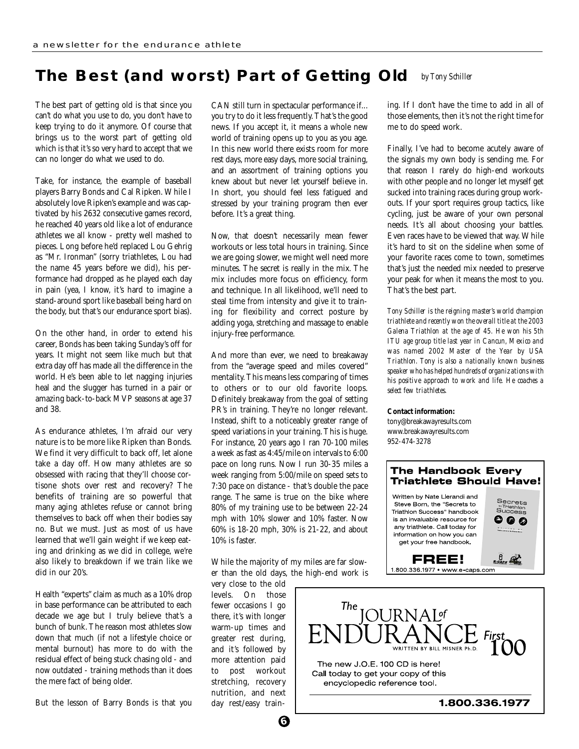# The Best (and worst) Part of Getting Old

*by Tony Schiller*

The best part of getting old is that since you can't do what you use to do, you don't have to keep trying to do it anymore. Of course that brings us to the worst part of getting old which is that it's so very hard to accept that we can no longer do what we used to do.

Take, for instance, the example of baseball players Barry Bonds and Cal Ripken. While I absolutely love Ripken's example and was captivated by his 2632 consecutive games record, he reached 40 years old like a lot of endurance athletes we all know - pretty well mashed to pieces. Long before he'd replaced Lou Gehrig as "Mr. Ironman" (sorry triathletes, Lou had the name 45 years before we did), his performance had dropped as he played each day in pain (yea, I know, it's hard to imagine a stand-around sport like baseball being hard on the body, but that's our endurance sport bias).

On the other hand, in order to extend his career, Bonds has been taking Sunday's off for years. It might not seem like much but that extra day off has made all the difference in the world. He's been able to let nagging injuries heal and the slugger has turned in a pair or amazing back-to-back MVP seasons at age 37 and 38.

As endurance athletes, I'm afraid our very nature is to be more like Ripken than Bonds. We find it very difficult to back off, let alone take a day off. How many athletes are so obsessed with racing that they'll choose cortisone shots over rest and recovery? The benefits of training are so powerful that many aging athletes refuse or cannot bring themselves to back off when their bodies say no. But we must. Just as most of us have learned that we'll gain weight if we keep eating and drinking as we did in college, we're also likely to breakdown if we train like we did in our 20's.

Health "experts" claim as much as a 10% drop in base performance can be attributed to each decade we age but I truly believe that's a bunch of bunk. The reason most athletes slow down that much (if not a lifestyle choice or mental burnout) has more to do with the residual effect of being stuck chasing old - and now outdated - training methods than it does the mere fact of being older.

But the lesson of Barry Bonds is that you CAN still turn in spectacular performance if... you try to do it less frequently. That's the good news. If you accept it, it means a whole new world of training opens up to you as you age. In this new world there exists room for more rest days, more easy days, more social training, and an assortment of training options you knew about but never let yourself believe in. In short, you should feel less fatigued and stressed by your training program then ever before. It's a great thing.

Now, that doesn't necessarily mean fewer workouts or less total hours in training. Since we are going slower, we might well need more minutes. The secret is really in the mix. The mix includes more focus on efficiency, form and technique. In all likelihood, we'll need to steal time from intensity and give it to training for flexibility and correct posture by adding yoga, stretching and massage to enable injury-free performance.

And more than ever, we need to breakaway from the "average speed and miles covered" mentality. This means less comparing of times to others or to our old favorite loops. Definitely breakaway from the goal of setting PR's in training. They're no longer relevant. Instead, shift to a noticeably greater range of speed variations in your training. This is huge. For instance, 20 years ago I ran 70-100 miles a week as fast as 4:45/mile on intervals to 6:00 pace on long runs. Now I run 30-35 miles a week ranging from 5:00/mile on speed sets to 7:30 pace on distance - that's double the pace range. The same is true on the bike where 80% of my training use to be between 22-24 mph with 10% slower and 10% faster. Now 60% is 18-20 mph, 30% is 21-22, and about 10% is faster.

While the majority of my miles are far slower than the old days, the high-end work is very close to the old levels. On those fewer occasions I go there, it's with longer warm-up times and greater rest during, and it's followed by more attention paid to post workout stretching, recovery nutrition, and next day rest/easy training. If I don't have the time to add in all of those elements, then it's not the right time for me to do speed work.

Finally, I've had to become acutely aware of the signals my own body is sending me. For that reason I rarely do high-end workouts with other people and no longer let myself get sucked into training races during group workouts. If your sport requires group tactics, like cycling, just be aware of your own personal needs. It's all about choosing your battles. Even races have to be viewed that way. While it's hard to sit on the sideline when some of your favorite races come to town, sometimes that's just the needed mix needed to preserve your peak for when it means the most to you. That's the best part.

*Tony Schiller is the reigning master's world champion triathlete and recently won the overall title at the 2003 Galena Triathlon at the age of 45. He won his 5th ITU age group title last year in Cancun, Mexico and was named 2002 Master of the Year by USA Triathlon. Tony is also a nationally known business speaker who has helped hundreds of organizations with his positive approach to work and life. He coaches a select few triathletes.*

**Contact information:**
tony@breakawayresults.com
www.breakawayresults.com
952-474-3278

**The Handbook Every Triathlete Should Have!**

Written by Nate Llerandi and Steve Born, the "Secrets to Triathlon Success" handbook is an invaluable resource for any triathlete. Call today for information on how you can get your free handbook.

**FREE!**

1.800.336.1977 • www.e-caps.com

The JOURNAL of ENDURANCE First 100 — WRITTEN BY BILL MISNER Ph.D.

The new J.O.E. 100 CD is here! Call today to get your copy of this encyclopedic reference tool.

**1.800.336.1977**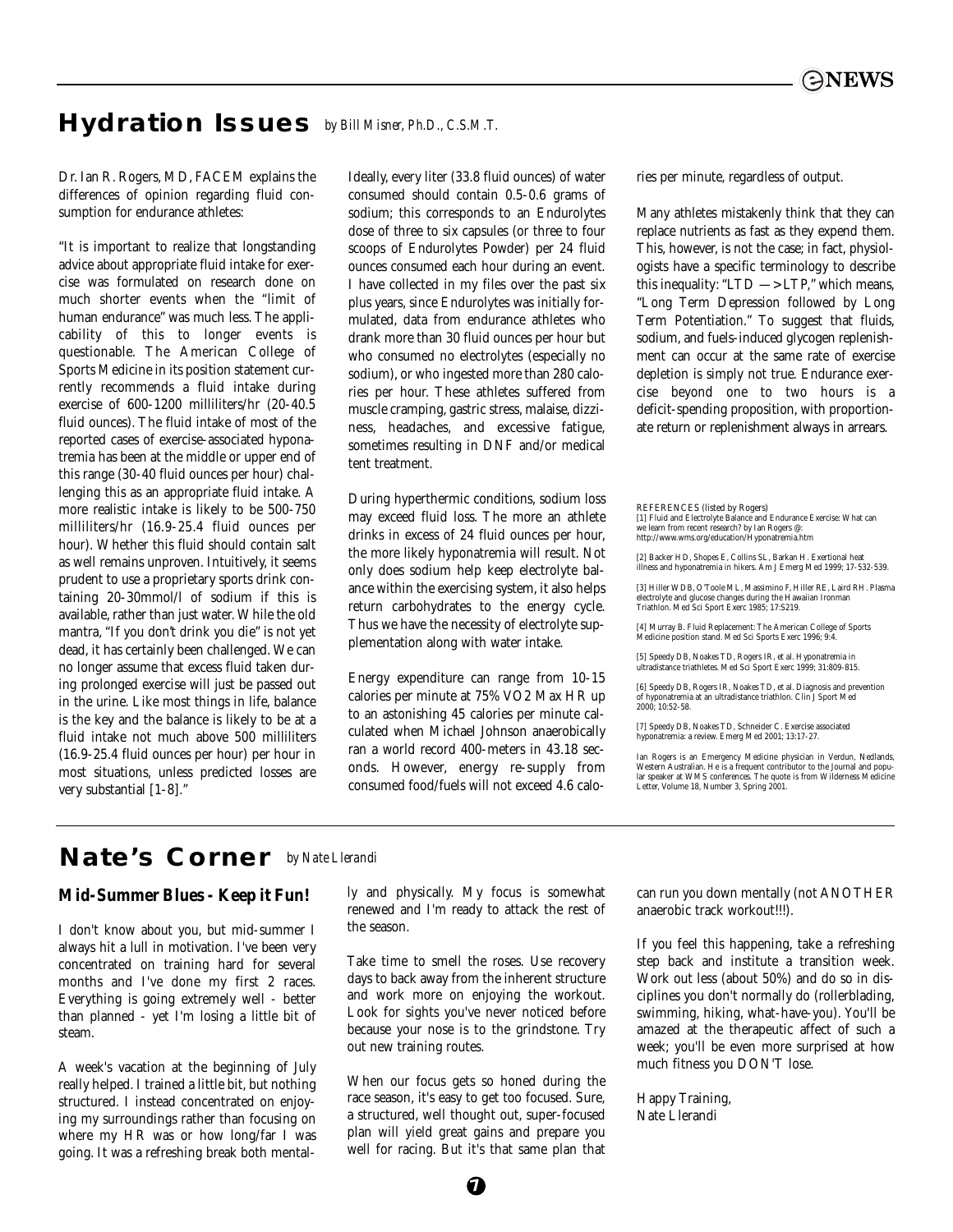## Hydration Issues

*by Bill Misner, Ph.D., C.S.M.T.*

Dr. Ian R. Rogers, MD, FACEM explains the differences of opinion regarding fluid consumption for endurance athletes:

"It is important to realize that longstanding advice about appropriate fluid intake for exercise was formulated on research done on much shorter events when the "limit of human endurance" was much less. The applicability of this to longer events is questionable. The American College of Sports Medicine in its position statement currently recommends a fluid intake during exercise of 600-1200 milliliters/hr (20-40.5 fluid ounces). The fluid intake of most of the reported cases of exercise-associated hyponatremia has been at the middle or upper end of this range (30-40 fluid ounces per hour) challenging this as an appropriate fluid intake. A more realistic intake is likely to be 500-750 milliliters/hr (16.9-25.4 fluid ounces per hour). Whether this fluid should contain salt as well remains unproven. Intuitively, it seems prudent to use a proprietary sports drink containing 20-30mmol/l of sodium if this is available, rather than just water. While the old mantra, "If you don't drink you die" is not yet dead, it has certainly been challenged. We can no longer assume that excess fluid taken during prolonged exercise will just be passed out in the urine. Like most things in life, balance is the key and the balance is likely to be at a fluid intake not much above 500 milliliters (16.9-25.4 fluid ounces per hour) per hour in most situations, unless predicted losses are very substantial [1-8]."

Ideally, every liter (33.8 fluid ounces) of water consumed should contain 0.5-0.6 grams of sodium; this corresponds to an Endurolytes dose of three to six capsules (or three to four scoops of Endurolytes Powder) per 24 fluid ounces consumed each hour during an event. I have collected in my files over the past six plus years, since Endurolytes was initially formulated, data from endurance athletes who drank more than 30 fluid ounces per hour but who consumed no electrolytes (especially no sodium), or who ingested more than 280 calories per hour. These athletes suffered from muscle cramping, gastric stress, malaise, dizziness, headaches, and excessive fatigue, sometimes resulting in DNF and/or medical tent treatment.

During hyperthermic conditions, sodium loss may exceed fluid loss. The more an athlete drinks in excess of 24 fluid ounces per hour, the more likely hyponatremia will result. Not only does sodium help keep electrolyte balance within the exercising system, it also helps return carbohydrates to the energy cycle. Thus we have the necessity of electrolyte supplementation along with water intake.

Energy expenditure can range from 10-15 calories per minute at 75% VO2 Max HR up to an astonishing 45 calories per minute calculated when Michael Johnson anaerobically ran a world record 400-meters in 43.18 seconds. However, energy re-supply from consumed food/fuels will not exceed 4.6 calories per minute, regardless of output.

Many athletes mistakenly think that they can replace nutrients as fast as they expend them. This, however, is not the case; in fact, physiologists have a specific terminology to describe this inequality: "LTD —> LTP," which means, "Long Term Depression followed by Long Term Potentiation." To suggest that fluids, sodium, and fuels-induced glycogen replenishment can occur at the same rate of exercise depletion is simply not true. Endurance exercise beyond one to two hours is a deficit-spending proposition, with proportionate return or replenishment always in arrears.

REFERENCES (listed by Rogers)

[1] Fluid and Electrolyte Balance and Endurance Exercise: What can we learn from recent research? by Ian Rogers @: http://www.wms.org/education/Hyponatremia.htm

[2] Backer HD, Shopes E, Collins SL, Barkan H. Exertional heat illness and hyponatremia in hikers. Am J Emerg Med 1999; 17-532-539.

[3] Hiller WDB, O'Toole ML, Massimino F, Hiller RE, Laird RH. Plasma electrolyte and glucose changes during the Hawaiian Ironman Triathlon. Med Sci Sport Exerc 1985; 17:S219.

[4] Murray B. Fluid Replacement: The American College of Sports Medicine position stand. Med Sci Sports Exerc 1996; 9:4.

[5] Speedy DB, Noakes TD, Rogers IR, et al. Hyponatremia in ultradistance triathletes. Med Sci Sport Exerc 1999; 31:809-815.

[6] Speedy DB, Rogers IR, Noakes TD, et al. Diagnosis and prevention of hyponatremia at an ultradistance triathlon. Clin J Sport Med 2000; 10:52-58.

[7] Speedy DB, Noakes TD, Schneider C. Exercise associated hyponatremia: a review. Emerg Med 2001; 13:17-27.

Ian Rogers is an Emergency Medicine physician in Verdun, Nedlands, Western Australian. He is a frequent contributor to the Journal and popular speaker at WMS conferences. The quote is from Wilderness Medicine Letter, Volume 18, Number 3, Spring 2001.

## Nate's Corner

*by Nate Llerandi*

### Mid-Summer Blues - Keep it Fun!

I don't know about you, but mid-summer I always hit a lull in motivation. I've been very concentrated on training hard for several months and I've done my first 2 races. Everything is going extremely well - better than planned - yet I'm losing a little bit of steam.

A week's vacation at the beginning of July really helped. I trained a little bit, but nothing structured. I instead concentrated on enjoying my surroundings rather than focusing on where my HR was or how long/far I was going. It was a refreshing break both mentally and physically. My focus is somewhat renewed and I'm ready to attack the rest of the season.

Take time to smell the roses. Use recovery days to back away from the inherent structure and work more on enjoying the workout. Look for sights you've never noticed before because your nose is to the grindstone. Try out new training routes.

When our focus gets so honed during the race season, it's easy to get too focused. Sure, a structured, well thought out, super-focused plan will yield great gains and prepare you well for racing. But it's that same plan that can run you down mentally (not ANOTHER anaerobic track workout!!!).

If you feel this happening, take a refreshing step back and institute a transition week. Work out less (about 50%) and do so in disciplines you don't normally do (rollerblading, swimming, hiking, what-have-you). You'll be amazed at the therapeutic affect of such a week; you'll be even more surprised at how much fitness you DON'T lose.

Happy Training,
Nate Llerandi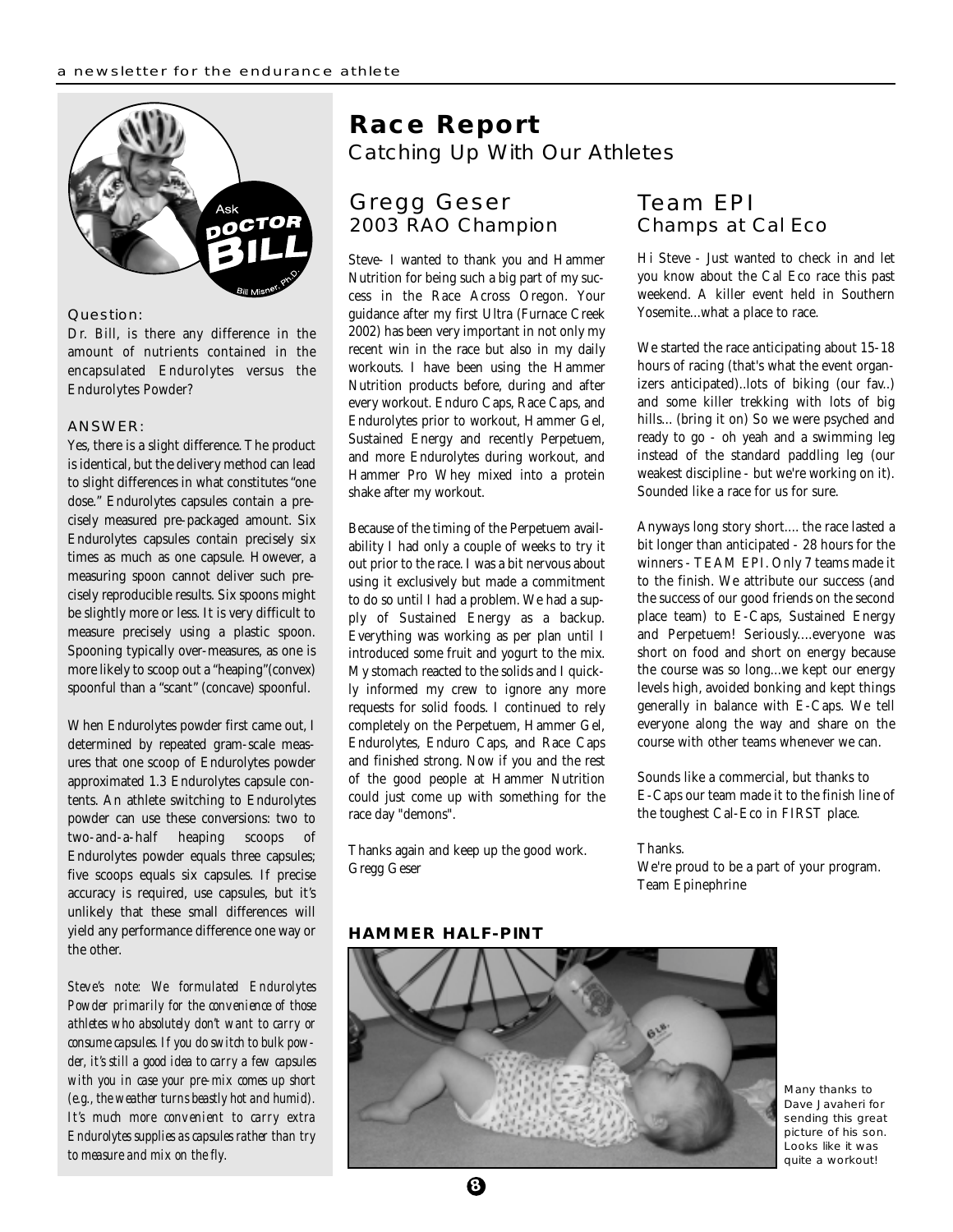## Ask DOCTOR BILL

Bill Misner, Ph.D.

**Question:**

Dr. Bill, is there any difference in the amount of nutrients contained in the encapsulated Endurolytes versus the Endurolytes Powder?

**ANSWER:**

Yes, there is a slight difference. The product is identical, but the delivery method can lead to slight differences in what constitutes "one dose." Endurolytes capsules contain a precisely measured pre-packaged amount. Six Endurolytes capsules contain precisely six times as much as one capsule. However, a measuring spoon cannot deliver such precisely reproducible results. Six spoons might be slightly more or less. It is very difficult to measure precisely using a plastic spoon. Spooning typically over-measures, as one is more likely to scoop out a "heaping"(convex) spoonful than a "scant" (concave) spoonful.

When Endurolytes powder first came out, I determined by repeated gram-scale measures that one scoop of Endurolytes powder approximated 1.3 Endurolytes capsule contents. An athlete switching to Endurolytes powder can use these conversions: two to two-and-a-half heaping scoops of Endurolytes powder equals three capsules; five scoops equals six capsules. If precise accuracy is required, use capsules, but it's unlikely that these small differences will yield any performance difference one way or the other.

*Steve's note: We formulated Endurolytes Powder primarily for the convenience of those athletes who absolutely don't want to carry or consume capsules. If you do switch to bulk powder, it's still a good idea to carry a few capsules with you in case your pre-mix comes up short (e.g., the weather turns beastly hot and humid). It's much more convenient to carry extra Endurolytes supplies as capsules rather than try to measure and mix on the fly.*

# Race Report

Catching Up With Our Athletes

## Gregg Geser
### 2003 RAO Champion

Steve- I wanted to thank you and Hammer Nutrition for being such a big part of my success in the Race Across Oregon. Your guidance after my first Ultra (Furnace Creek 2002) has been very important in not only my recent win in the race but also in my daily workouts. I have been using the Hammer Nutrition products before, during and after every workout. Enduro Caps, Race Caps, and Endurolytes prior to workout, Hammer Gel, Sustained Energy and recently Perpetuem, and more Endurolytes during workout, and Hammer Pro Whey mixed into a protein shake after my workout.

Because of the timing of the Perpetuem availability I had only a couple of weeks to try it out prior to the race. I was a bit nervous about using it exclusively but made a commitment to do so until I had a problem. We had a supply of Sustained Energy as a backup. Everything was working as per plan until I introduced some fruit and yogurt to the mix. My stomach reacted to the solids and I quickly informed my crew to ignore any more requests for solid foods. I continued to rely completely on the Perpetuem, Hammer Gel, Endurolytes, Enduro Caps, and Race Caps and finished strong. Now if you and the rest of the good people at Hammer Nutrition could just come up with something for the race day "demons".

Thanks again and keep up the good work.
Gregg Geser

## Team EPI
### Champs at Cal Eco

Hi Steve - Just wanted to check in and let you know about the Cal Eco race this past weekend. A killer event held in Southern Yosemite...what a place to race.

We started the race anticipating about 15-18 hours of racing (that's what the event organizers anticipated)..lots of biking (our fav..) and some killer trekking with lots of big hills... (bring it on) So we were psyched and ready to go - oh yeah and a swimming leg instead of the standard paddling leg (our weakest discipline - but we're working on it). Sounded like a race for us for sure.

Anyways long story short.... the race lasted a bit longer than anticipated - 28 hours for the winners - TEAM EPI. Only 7 teams made it to the finish. We attribute our success (and the success of our good friends on the second place team) to E-Caps, Sustained Energy and Perpetuem! Seriously....everyone was short on food and short on energy because the course was so long...we kept our energy levels high, avoided bonking and kept things generally in balance with E-Caps. We tell everyone along the way and share on the course with other teams whenever we can.

Sounds like a commercial, but thanks to E-Caps our team made it to the finish line of the toughest Cal-Eco in FIRST place.

Thanks.
We're proud to be a part of your program.
Team Epinephrine

**HAMMER HALF-PINT**

Many thanks to Dave Javaheri for sending this great picture of his son. Looks like it was quite a workout!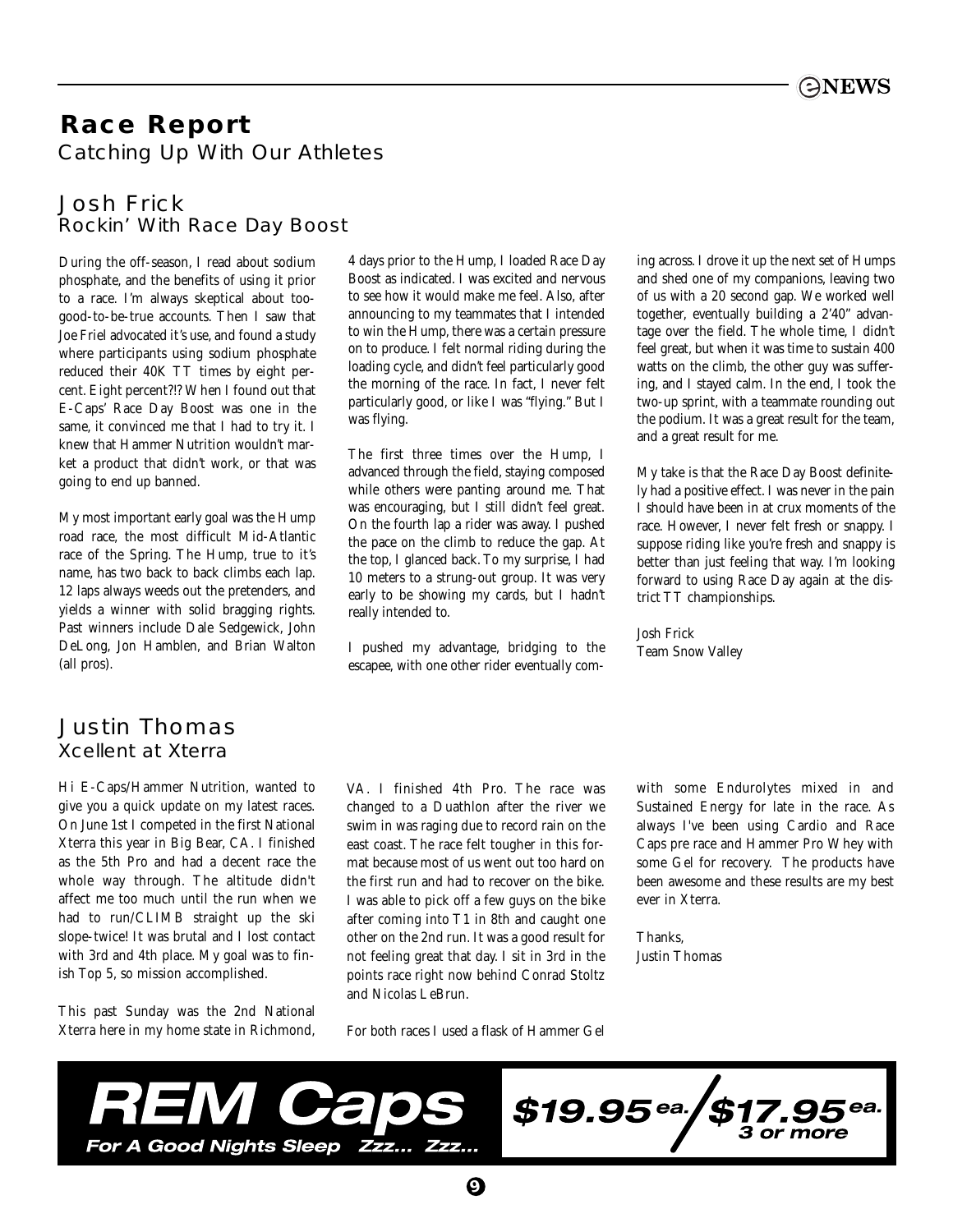# Race Report

## Catching Up With Our Athletes

### Josh Frick

#### Rockin' With Race Day Boost

During the off-season, I read about sodium phosphate, and the benefits of using it prior to a race. I'm always skeptical about too-good-to-be-true accounts. Then I saw that Joe Friel advocated it's use, and found a study where participants using sodium phosphate reduced their 40K TT times by eight percent. Eight percent?!? When I found out that E-Caps' Race Day Boost was one in the same, it convinced me that I had to try it. I knew that Hammer Nutrition wouldn't market a product that didn't work, or that was going to end up banned.

My most important early goal was the Hump road race, the most difficult Mid-Atlantic race of the Spring. The Hump, true to it's name, has two back to back climbs each lap. 12 laps always weeds out the pretenders, and yields a winner with solid bragging rights. Past winners include Dale Sedgewick, John DeLong, Jon Hamblen, and Brian Walton (all pros).

4 days prior to the Hump, I loaded Race Day Boost as indicated. I was excited and nervous to see how it would make me feel. Also, after announcing to my teammates that I intended to win the Hump, there was a certain pressure on to produce. I felt normal riding during the loading cycle, and didn't feel particularly good the morning of the race. In fact, I never felt particularly good, or like I was "flying." But I was flying.

The first three times over the Hump, I advanced through the field, staying composed while others were panting around me. That was encouraging, but I still didn't feel great. On the fourth lap a rider was away. I pushed the pace on the climb to reduce the gap. At the top, I glanced back. To my surprise, I had 10 meters to a strung-out group. It was very early to be showing my cards, but I hadn't really intended to.

I pushed my advantage, bridging to the escapee, with one other rider eventually coming across. I drove it up the next set of Humps and shed one of my companions, leaving two of us with a 20 second gap. We worked well together, eventually building a 2'40" advantage over the field. The whole time, I didn't feel great, but when it was time to sustain 400 watts on the climb, the other guy was suffering, and I stayed calm. In the end, I took the two-up sprint, with a teammate rounding out the podium. It was a great result for the team, and a great result for me.

My take is that the Race Day Boost definitely had a positive effect. I was never in the pain I should have been in at crux moments of the race. However, I never felt fresh or snappy. I suppose riding like you're fresh and snappy is better than just feeling that way. I'm looking forward to using Race Day again at the district TT championships.

Josh Frick
Team Snow Valley

### Justin Thomas

#### Xcellent at Xterra

Hi E-Caps/Hammer Nutrition, wanted to give you a quick update on my latest races. On June 1st I competed in the first National Xterra this year in Big Bear, CA. I finished as the 5th Pro and had a decent race the whole way through. The altitude didn't affect me too much until the run when we had to run/CLIMB straight up the ski slope-twice! It was brutal and I lost contact with 3rd and 4th place. My goal was to finish Top 5, so mission accomplished.

This past Sunday was the 2nd National Xterra here in my home state in Richmond, VA. I finished 4th Pro. The race was changed to a Duathlon after the river we swim in was raging due to record rain on the east coast. The race felt tougher in this format because most of us went out too hard on the first run and had to recover on the bike. I was able to pick off a few guys on the bike after coming into T1 in 8th and caught one other on the 2nd run. It was a good result for not feeling great that day. I sit in 3rd in the points race right now behind Conrad Stoltz and Nicolas LeBrun.

For both races I used a flask of Hammer Gel with some Endurolytes mixed in and Sustained Energy for late in the race. As always I've been using Cardio and Race Caps pre race and Hammer Pro Whey with some Gel for recovery. The products have been awesome and these results are my best ever in Xterra.

Thanks,
Justin Thomas

**REM Caps**
*For A Good Nights Sleep Zzz... Zzz...*

**$19.95 ea. / $17.95 ea. 3 or more**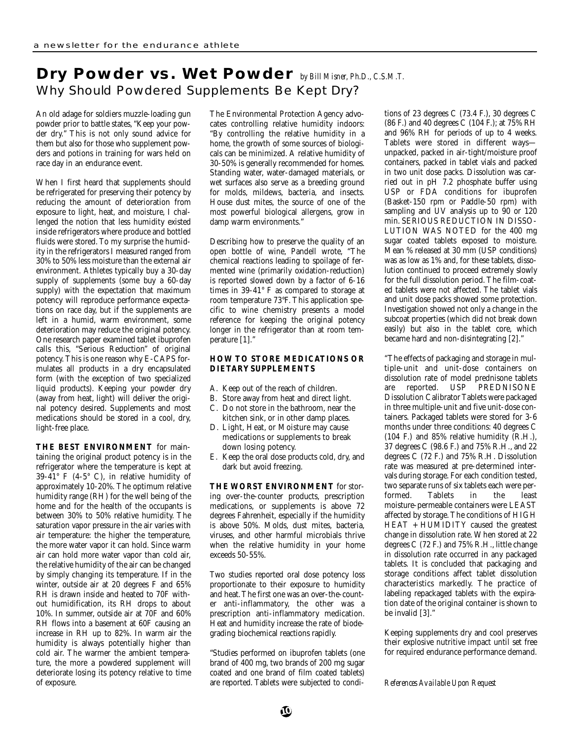# Dry Powder vs. Wet Powder *by Bill Misner, Ph.D., C.S.M.T.*

## Why Should Powdered Supplements Be Kept Dry?

An old adage for soldiers muzzle-loading gun powder prior to battle states, "Keep your powder dry." This is not only sound advice for them but also for those who supplement powders and potions in training for wars held on race day in an endurance event.

When I first heard that supplements should be refrigerated for preserving their potency by reducing the amount of deterioration from exposure to light, heat, and moisture, I challenged the notion that less humidity existed inside refrigerators where produce and bottled fluids were stored. To my surprise the humidity in the refrigerators I measured ranged from 30% to 50% less moisture than the external air environment. Athletes typically buy a 30-day supply of supplements (some buy a 60-day supply) with the expectation that maximum potency will reproduce performance expectations on race day, but if the supplements are left in a humid, warm environment, some deterioration may reduce the original potency. One research paper examined tablet ibuprofen calls this, "Serious Reduction" of original potency. This is one reason why E-CAPS formulates all products in a dry encapsulated form (with the exception of two specialized liquid products). Keeping your powder dry (away from heat, light) will deliver the original potency desired. Supplements and most medications should be stored in a cool, dry, light-free place.

**THE BEST ENVIRONMENT** for maintaining the original product potency is in the refrigerator where the temperature is kept at 39-41° F (4-5° C), in relative humidity of approximately 10-20%. The optimum relative humidity range (RH) for the well being of the home and for the health of the occupants is between 30% to 50% relative humidity. The saturation vapor pressure in the air varies with air temperature: the higher the temperature, the more water vapor it can hold. Since warm air can hold more water vapor than cold air, the relative humidity of the air can be changed by simply changing its temperature. If in the winter, outside air at 20 degrees F and 65% RH is drawn inside and heated to 70F without humidification, its RH drops to about 10%. In summer, outside air at 70F and 60% RH flows into a basement at 60F causing an increase in RH up to 82%. In warm air the humidity is always potentially higher than cold air. The warmer the ambient temperature, the more a powdered supplement will deteriorate losing its potency relative to time of exposure.

The Environmental Protection Agency advocates controlling relative humidity indoors: "By controlling the relative humidity in a home, the growth of some sources of biologicals can be minimized. A relative humidity of 30-50% is generally recommended for homes. Standing water, water-damaged materials, or wet surfaces also serve as a breeding ground for molds, mildews, bacteria, and insects. House dust mites, the source of one of the most powerful biological allergens, grow in damp warm environments."

Describing how to preserve the quality of an open bottle of wine, Pandell wrote, "The chemical reactions leading to spoilage of fermented wine (primarily oxidation-reduction) is reported slowed down by a factor of 6-16 times in 39-41° F as compared to storage at room temperature 73°F. This application specific to wine chemistry presents a model reference for keeping the original potency longer in the refrigerator than at room temperature [1]."

### HOW TO STORE MEDICATIONS OR DIETARY SUPPLEMENTS

A. Keep out of the reach of children.
B. Store away from heat and direct light.
C. Do not store in the bathroom, near the kitchen sink, or in other damp places.
D. Light, Heat, or Moisture may cause medications or supplements to break down losing potency.
E. Keep the oral dose products cold, dry, and dark but avoid freezing.

**THE WORST ENVIRONMENT** for storing over-the-counter products, prescription medications, or supplements is above 72 degrees Fahrenheit, especially if the humidity is above 50%. Molds, dust mites, bacteria, viruses, and other harmful microbials thrive when the relative humidity in your home exceeds 50-55%.

Two studies reported oral dose potency loss proportionate to their exposure to humidity and heat. The first one was an over-the-counter anti-inflammatory, the other was a prescription anti-inflammatory medication. Heat and humidity increase the rate of biodegrading biochemical reactions rapidly.

"Studies performed on ibuprofen tablets (one brand of 400 mg, two brands of 200 mg sugar coated and one brand of film coated tablets) are reported. Tablets were subjected to conditions of 23 degrees C (73.4 F.), 30 degrees C (86 F.) and 40 degrees C (104 F.); at 75% RH and 96% RH for periods of up to 4 weeks. Tablets were stored in different ways—unpacked, packed in air-tight/moisture proof containers, packed in tablet vials and packed in two unit dose packs. Dissolution was carried out in pH 7.2 phosphate buffer using USP or FDA conditions for ibuprofen (Basket-150 rpm or Paddle-50 rpm) with sampling and UV analysis up to 90 or 120 min. SERIOUS REDUCTION IN DISSOLUTION WAS NOTED for the 400 mg sugar coated tablets exposed to moisture. Mean % released at 30 mm (USP conditions) was as low as 1% and, for these tablets, dissolution continued to proceed extremely slowly for the full dissolution period. The film-coated tablets were not affected. The tablet vials and unit dose packs showed some protection. Investigation showed not only a change in the subcoat properties (which did not break down easily) but also in the tablet core, which became hard and non-disintegrating [2]."

"The effects of packaging and storage in multiple-unit and unit-dose containers on dissolution rate of model prednisone tablets are reported. USP PREDNISONE Dissolution Calibrator Tablets were packaged in three multiple-unit and five unit-dose containers. Packaged tablets were stored for 3-6 months under three conditions: 40 degrees C (104 F.) and 85% relative humidity (R.H.), 37 degrees C (98.6 F.) and 75% R.H., and 22 degrees C (72 F.) and 75% R.H. Dissolution rate was measured at pre-determined intervals during storage. For each condition tested, two separate runs of six tablets each were performed. Tablets in the least moisture-permeable containers were LEAST affected by storage. The conditions of HIGH HEAT + HUMIDITY caused the greatest change in dissolution rate. When stored at 22 degrees C (72 F.) and 75% R.H., little change in dissolution rate occurred in any packaged tablets. It is concluded that packaging and storage conditions affect tablet dissolution characteristics markedly. The practice of labeling repackaged tablets with the expiration date of the original container is shown to be invalid [3]."

Keeping supplements dry and cool preserves their explosive nutritive impact until set free for required endurance performance demand.

*References Available Upon Request*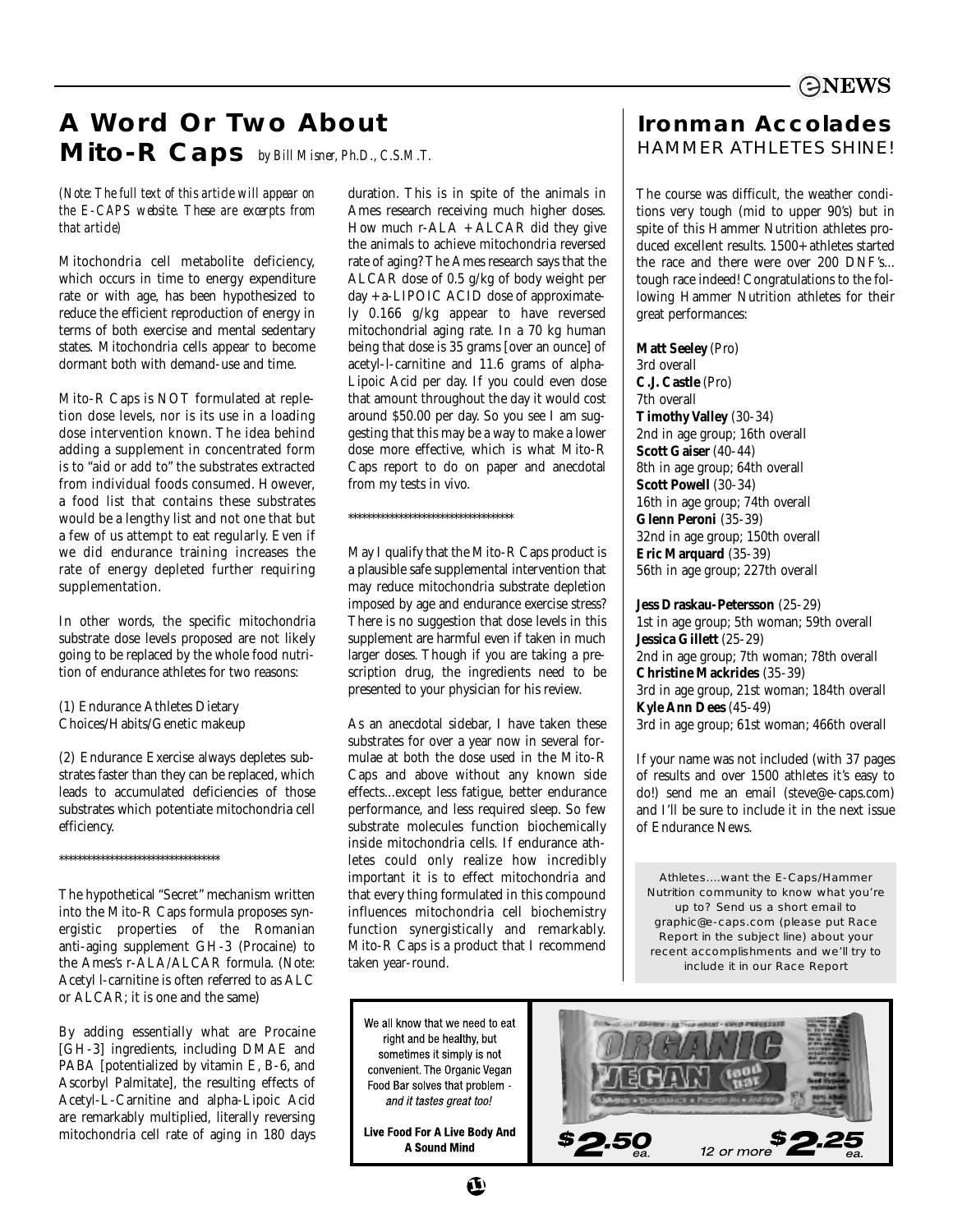# A Word Or Two About Mito-R Caps

*by Bill Misner, Ph.D., C.S.M.T.*

*(Note: The full text of this article will appear on the E-CAPS website. These are excerpts from that article)*

Mitochondria cell metabolite deficiency, which occurs in time to energy expenditure rate or with age, has been hypothesized to reduce the efficient reproduction of energy in terms of both exercise and mental sedentary states. Mitochondria cells appear to become dormant both with demand-use and time.

Mito-R Caps is NOT formulated at repletion dose levels, nor is its use in a loading dose intervention known. The idea behind adding a supplement in concentrated form is to "aid or add to" the substrates extracted from individual foods consumed. However, a food list that contains these substrates would be a lengthy list and not one that but a few of us attempt to eat regularly. Even if we did endurance training increases the rate of energy depleted further requiring supplementation.

In other words, the specific mitochondria substrate dose levels proposed are not likely going to be replaced by the whole food nutrition of endurance athletes for two reasons:

(1) Endurance Athletes Dietary Choices/Habits/Genetic makeup

(2) Endurance Exercise always depletes substrates faster than they can be replaced, which leads to accumulated deficiencies of those substrates which potentiate mitochondria cell efficiency.

\*\*\*\*\*\*\*\*\*\*\*\*\*\*\*\*\*\*\*\*\*\*\*\*\*\*\*\*\*\*\*\*\*\*

The hypothetical "Secret" mechanism written into the Mito-R Caps formula proposes synergistic properties of the Romanian anti-aging supplement GH-3 (Procaine) to the Ames's r-ALA/ALCAR formula. (Note: Acetyl l-carnitine is often referred to as ALC or ALCAR; it is one and the same)

By adding essentially what are Procaine [GH-3] ingredients, including DMAE and PABA [potentialized by vitamin E, B-6, and Ascorbyl Palmitate], the resulting effects of Acetyl-L-Carnitine and alpha-Lipoic Acid are remarkably multiplied, literally reversing mitochondria cell rate of aging in 180 days duration. This is in spite of the animals in Ames research receiving much higher doses. How much r-ALA + ALCAR did they give the animals to achieve mitochondria reversed rate of aging? The Ames research says that the ALCAR dose of 0.5 g/kg of body weight per day + a-LIPOIC ACID dose of approximately 0.166 g/kg appear to have reversed mitochondrial aging rate. In a 70 kg human being that dose is 35 grams [over an ounce] of acetyl-l-carnitine and 11.6 grams of alpha-Lipoic Acid per day. If you could even dose that amount throughout the day it would cost around $50.00 per day. So you see I am suggesting that this may be a way to make a lower dose more effective, which is what Mito-R Caps report to do on paper and anecdotal from my tests in vivo.

\*\*\*\*\*\*\*\*\*\*\*\*\*\*\*\*\*\*\*\*\*\*\*\*\*\*\*\*\*\*\*\*\*\*

May I qualify that the Mito-R Caps product is a plausible safe supplemental intervention that may reduce mitochondria substrate depletion imposed by age and endurance exercise stress? There is no suggestion that dose levels in this supplement are harmful even if taken in much larger doses. Though if you are taking a prescription drug, the ingredients need to be presented to your physician for his review.

As an anecdotal sidebar, I have taken these substrates for over a year now in several formulae at both the dose used in the Mito-R Caps and above without any known side effects...except less fatigue, better endurance performance, and less required sleep. So few substrate molecules function biochemically inside mitochondria cells. If endurance athletes could only realize how incredibly important it is to effect mitochondria and that every thing formulated in this compound influences mitochondria cell biochemistry function synergistically and remarkably. Mito-R Caps is a product that I recommend taken year-round.

# Ironman Accolades

## HAMMER ATHLETES SHINE!

The course was difficult, the weather conditions very tough (mid to upper 90's) but in spite of this Hammer Nutrition athletes produced excellent results. 1500+ athletes started the race and there were over 200 DNF's... tough race indeed! Congratulations to the following Hammer Nutrition athletes for their great performances:

**Matt Seeley** (Pro)
3rd overall
**C.J. Castle** (Pro)
7th overall
**Timothy Valley** (30-34)
2nd in age group; 16th overall
**Scott Gaiser** (40-44)
8th in age group; 64th overall
**Scott Powell** (30-34)
16th in age group; 74th overall
**Glenn Peroni** (35-39)
32nd in age group; 150th overall
**Eric Marquard** (35-39)
56th in age group; 227th overall

**Jess Draskau-Petersson** (25-29)
1st in age group; 5th woman; 59th overall
**Jessica Gillett** (25-29)
2nd in age group; 7th woman; 78th overall
**Christine Mackrides** (35-39)
3rd in age group, 21st woman; 184th overall
**Kyle Ann Dees** (45-49)
3rd in age group; 61st woman; 466th overall

If your name was not included (with 37 pages of results and over 1500 athletes it's easy to do!) send me an email (steve@e-caps.com) and I'll be sure to include it in the next issue of Endurance News.

Athletes....want the E-Caps/Hammer Nutrition community to know what you're up to? Send us a short email to graphic@e-caps.com (please put Race Report in the subject line) about your recent accomplishments and we'll try to include it in our Race Report

---

We all know that we need to eat right and be healthy, but sometimes it simply is not convenient. The Organic Vegan Food Bar solves that problem - *and it tastes great too!*

**Live Food For A Live Body And A Sound Mind**

$2.50 ea. 12 or more $2.25 ea.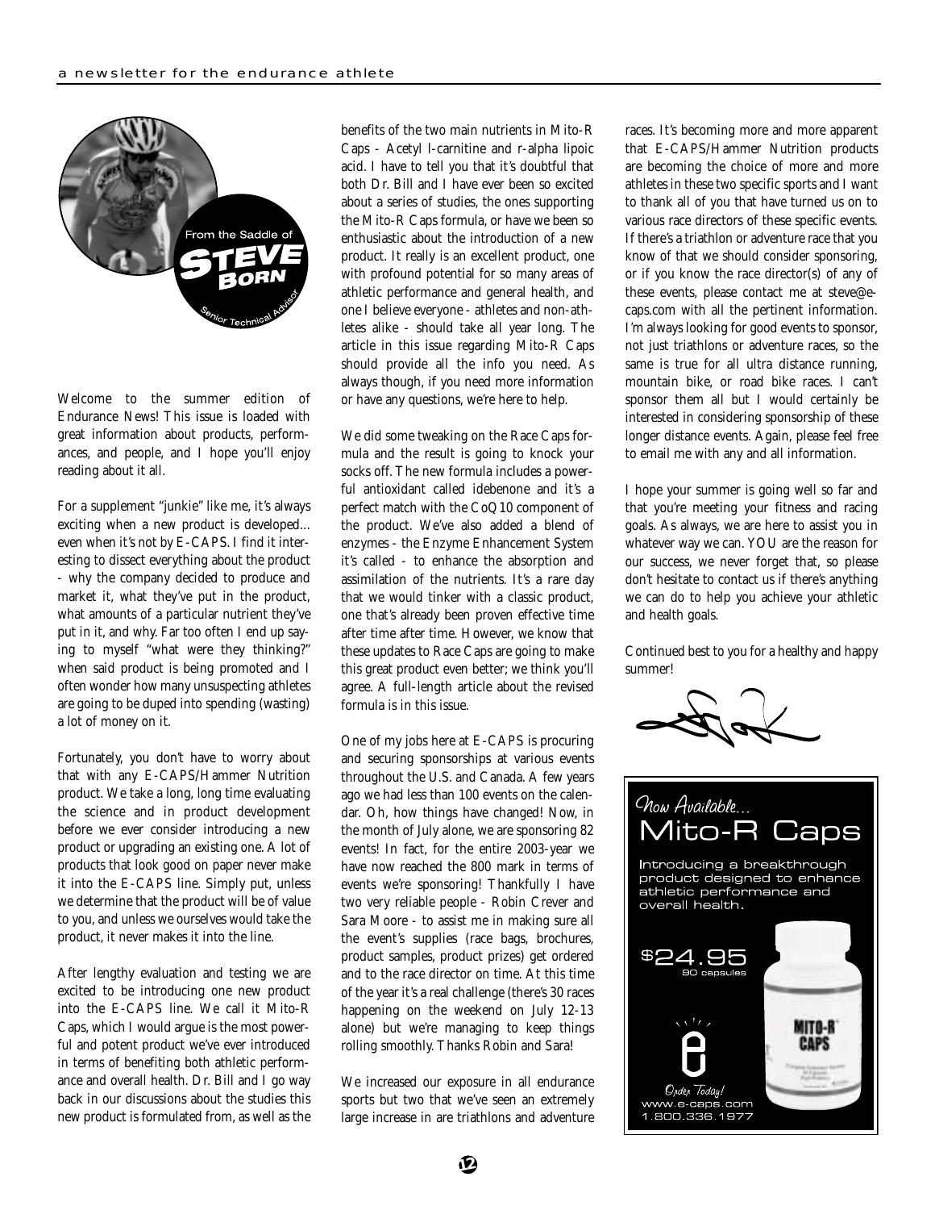## From the Saddle of Steve Born

Senior Technical Advisor

Welcome to the summer edition of Endurance News! This issue is loaded with great information about products, performances, and people, and I hope you'll enjoy reading about it all.

For a supplement "junkie" like me, it's always exciting when a new product is developed... even when it's not by E-CAPS. I find it interesting to dissect everything about the product - why the company decided to produce and market it, what they've put in the product, what amounts of a particular nutrient they've put in it, and why. Far too often I end up saying to myself "what were they thinking?" when said product is being promoted and I often wonder how many unsuspecting athletes are going to be duped into spending (wasting) a lot of money on it.

Fortunately, you don't have to worry about that with any E-CAPS/Hammer Nutrition product. We take a long, long time evaluating the science and in product development before we ever consider introducing a new product or upgrading an existing one. A lot of products that look good on paper never make it into the E-CAPS line. Simply put, unless we determine that the product will be of value to you, and unless we ourselves would take the product, it never makes it into the line.

After lengthy evaluation and testing we are excited to be introducing one new product into the E-CAPS line. We call it Mito-R Caps, which I would argue is the most powerful and potent product we've ever introduced in terms of benefiting both athletic performance and overall health. Dr. Bill and I go way back in our discussions about the studies this new product is formulated from, as well as the benefits of the two main nutrients in Mito-R Caps - Acetyl l-carnitine and r-alpha lipoic acid. I have to tell you that it's doubtful that both Dr. Bill and I have ever been so excited about a series of studies, the ones supporting the Mito-R Caps formula, or have we been so enthusiastic about the introduction of a new product. It really is an excellent product, one with profound potential for so many areas of athletic performance and general health, and one I believe everyone - athletes and non-athletes alike - should take all year long. The article in this issue regarding Mito-R Caps should provide all the info you need. As always though, if you need more information or have any questions, we're here to help.

We did some tweaking on the Race Caps formula and the result is going to knock your socks off. The new formula includes a powerful antioxidant called idebenone and it's a perfect match with the CoQ10 component of the product. We've also added a blend of enzymes - the Enzyme Enhancement System it's called - to enhance the absorption and assimilation of the nutrients. It's a rare day that we would tinker with a classic product, one that's already been proven effective time after time after time. However, we know that these updates to Race Caps are going to make this great product even better; we think you'll agree. A full-length article about the revised formula is in this issue.

One of my jobs here at E-CAPS is procuring and securing sponsorships at various events throughout the U.S. and Canada. A few years ago we had less than 100 events on the calendar. Oh, how things have changed! Now, in the month of July alone, we are sponsoring 82 events! In fact, for the entire 2003-year we have now reached the 800 mark in terms of events we're sponsoring! Thankfully I have two very reliable people - Robin Crever and Sara Moore - to assist me in making sure all the event's supplies (race bags, brochures, product samples, product prizes) get ordered and to the race director on time. At this time of the year it's a real challenge (there's 30 races happening on the weekend on July 12-13 alone) but we're managing to keep things rolling smoothly. Thanks Robin and Sara!

We increased our exposure in all endurance sports but two that we've seen an extremely large increase in are triathlons and adventure races. It's becoming more and more apparent that E-CAPS/Hammer Nutrition products are becoming the choice of more and more athletes in these two specific sports and I want to thank all of you that have turned us on to various race directors of these specific events. If there's a triathlon or adventure race that you know of that we should consider sponsoring, or if you know the race director(s) of any of these events, please contact me at steve@e-caps.com with all the pertinent information. I'm always looking for good events to sponsor, not just triathlons or adventure races, so the same is true for all ultra distance running, mountain bike, or road bike races. I can't sponsor them all but I would certainly be interested in considering sponsorship of these longer distance events. Again, please feel free to email me with any and all information.

I hope your summer is going well so far and that you're meeting your fitness and racing goals. As always, we are here to assist you in whatever way we can. YOU are the reason for our success, we never forget that, so please don't hesitate to contact us if there's anything we can do to help you achieve your athletic and health goals.

Continued best to you for a healthy and happy summer!

---

*Now Available...*

## Mito-R Caps

Introducing a breakthrough product designed to enhance athletic performance and overall health.

$24.95
90 capsules

*Order Today!*
www.e-caps.com
1.800.336.1977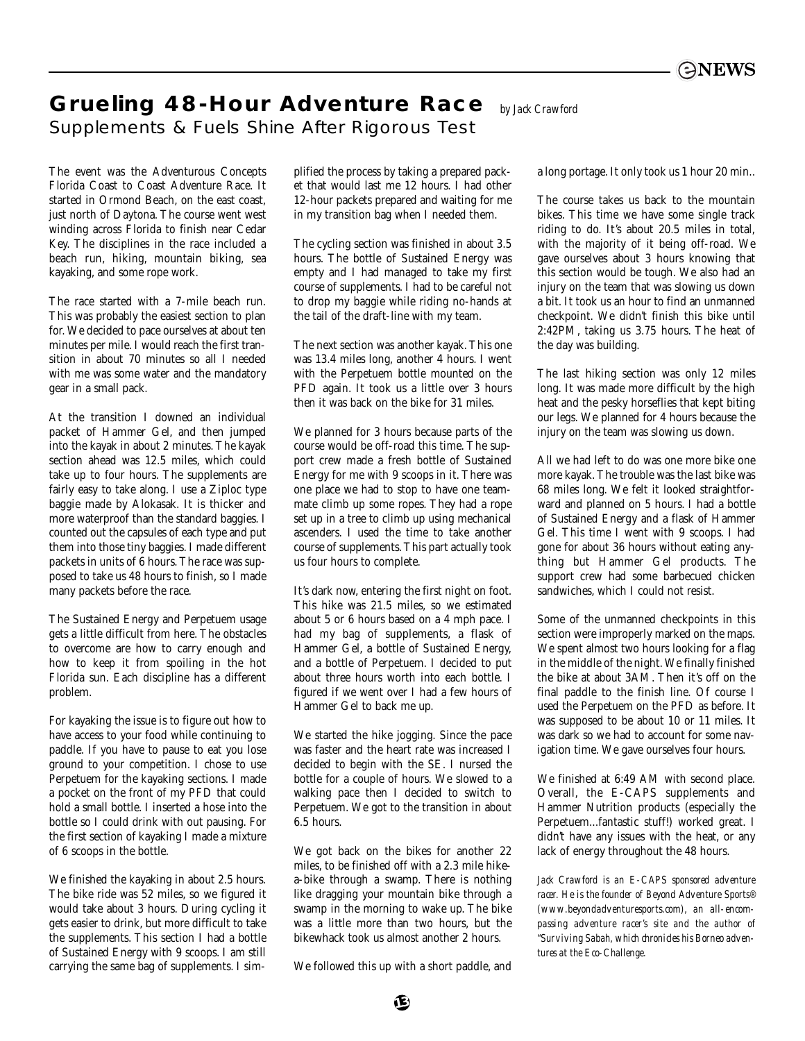# Grueling 48-Hour Adventure Race

*by Jack Crawford*

## Supplements & Fuels Shine After Rigorous Test

The event was the Adventurous Concepts Florida Coast to Coast Adventure Race. It started in Ormond Beach, on the east coast, just north of Daytona. The course went west winding across Florida to finish near Cedar Key. The disciplines in the race included a beach run, hiking, mountain biking, sea kayaking, and some rope work.

The race started with a 7-mile beach run. This was probably the easiest section to plan for. We decided to pace ourselves at about ten minutes per mile. I would reach the first transition in about 70 minutes so all I needed with me was some water and the mandatory gear in a small pack.

At the transition I downed an individual packet of Hammer Gel, and then jumped into the kayak in about 2 minutes. The kayak section ahead was 12.5 miles, which could take up to four hours. The supplements are fairly easy to take along. I use a Ziploc type baggie made by Alokasak. It is thicker and more waterproof than the standard baggies. I counted out the capsules of each type and put them into those tiny baggies. I made different packets in units of 6 hours. The race was supposed to take us 48 hours to finish, so I made many packets before the race.

The Sustained Energy and Perpetuem usage gets a little difficult from here. The obstacles to overcome are how to carry enough and how to keep it from spoiling in the hot Florida sun. Each discipline has a different problem.

For kayaking the issue is to figure out how to have access to your food while continuing to paddle. If you have to pause to eat you lose ground to your competition. I chose to use Perpetuem for the kayaking sections. I made a pocket on the front of my PFD that could hold a small bottle. I inserted a hose into the bottle so I could drink with out pausing. For the first section of kayaking I made a mixture of 6 scoops in the bottle.

We finished the kayaking in about 2.5 hours. The bike ride was 52 miles, so we figured it would take about 3 hours. During cycling it gets easier to drink, but more difficult to take the supplements. This section I had a bottle of Sustained Energy with 9 scoops. I am still carrying the same bag of supplements. I simplified the process by taking a prepared packet that would last me 12 hours. I had other 12-hour packets prepared and waiting for me in my transition bag when I needed them.

The cycling section was finished in about 3.5 hours. The bottle of Sustained Energy was empty and I had managed to take my first course of supplements. I had to be careful not to drop my baggie while riding no-hands at the tail of the draft-line with my team.

The next section was another kayak. This one was 13.4 miles long, another 4 hours. I went with the Perpetuem bottle mounted on the PFD again. It took us a little over 3 hours then it was back on the bike for 31 miles.

We planned for 3 hours because parts of the course would be off-road this time. The support crew made a fresh bottle of Sustained Energy for me with 9 scoops in it. There was one place we had to stop to have one teammate climb up some ropes. They had a rope set up in a tree to climb up using mechanical ascenders. I used the time to take another course of supplements. This part actually took us four hours to complete.

It's dark now, entering the first night on foot. This hike was 21.5 miles, so we estimated about 5 or 6 hours based on a 4 mph pace. I had my bag of supplements, a flask of Hammer Gel, a bottle of Sustained Energy, and a bottle of Perpetuem. I decided to put about three hours worth into each bottle. I figured if we went over I had a few hours of Hammer Gel to back me up.

We started the hike jogging. Since the pace was faster and the heart rate was increased I decided to begin with the SE. I nursed the bottle for a couple of hours. We slowed to a walking pace then I decided to switch to Perpetuem. We got to the transition in about 6.5 hours.

We got back on the bikes for another 22 miles, to be finished off with a 2.3 mile hike-a-bike through a swamp. There is nothing like dragging your mountain bike through a swamp in the morning to wake up. The bike was a little more than two hours, but the bikewhack took us almost another 2 hours.

We followed this up with a short paddle, and a long portage. It only took us 1 hour 20 min..

The course takes us back to the mountain bikes. This time we have some single track riding to do. It's about 20.5 miles in total, with the majority of it being off-road. We gave ourselves about 3 hours knowing that this section would be tough. We also had an injury on the team that was slowing us down a bit. It took us an hour to find an unmanned checkpoint. We didn't finish this bike until 2:42PM, taking us 3.75 hours. The heat of the day was building.

The last hiking section was only 12 miles long. It was made more difficult by the high heat and the pesky horseflies that kept biting our legs. We planned for 4 hours because the injury on the team was slowing us down.

All we had left to do was one more bike one more kayak. The trouble was the last bike was 68 miles long. We felt it looked straightforward and planned on 5 hours. I had a bottle of Sustained Energy and a flask of Hammer Gel. This time I went with 9 scoops. I had gone for about 36 hours without eating anything but Hammer Gel products. The support crew had some barbecued chicken sandwiches, which I could not resist.

Some of the unmanned checkpoints in this section were improperly marked on the maps. We spent almost two hours looking for a flag in the middle of the night. We finally finished the bike at about 3AM. Then it's off on the final paddle to the finish line. Of course I used the Perpetuem on the PFD as before. It was supposed to be about 10 or 11 miles. It was dark so we had to account for some navigation time. We gave ourselves four hours.

We finished at 6:49 AM with second place. Overall, the E-CAPS supplements and Hammer Nutrition products (especially the Perpetuem...fantastic stuff!) worked great. I didn't have any issues with the heat, or any lack of energy throughout the 48 hours.

*Jack Crawford is an E-CAPS sponsored adventure racer. He is the founder of Beyond Adventure Sports® (www.beyondadventuresports.com), an all-encompassing adventure racer's site and the author of "Surviving Sabah, which chronicles his Borneo adventures at the Eco-Challenge.*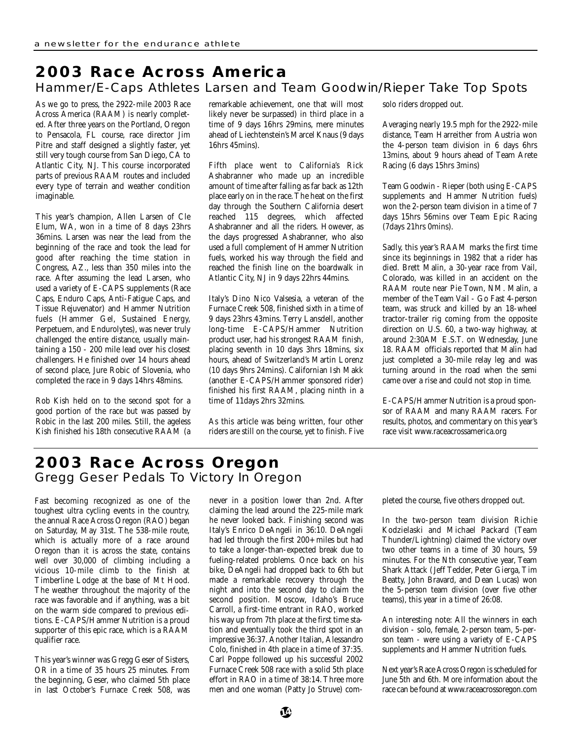## 2003 Race Across America

### Hammer/E-Caps Athletes Larsen and Team Goodwin/Rieper Take Top Spots

As we go to press, the 2922-mile 2003 Race Across America (RAAM) is nearly completed. After three years on the Portland, Oregon to Pensacola, FL course, race director Jim Pitre and staff designed a slightly faster, yet still very tough course from San Diego, CA to Atlantic City, NJ. This course incorporated parts of previous RAAM routes and included every type of terrain and weather condition imaginable.

This year's champion, Allen Larsen of Cle Elum, WA, won in a time of 8 days 23hrs 36mins. Larsen was near the lead from the beginning of the race and took the lead for good after reaching the time station in Congress, AZ., less than 350 miles into the race. After assuming the lead Larsen, who used a variety of E-CAPS supplements (Race Caps, Enduro Caps, Anti-Fatigue Caps, and Tissue Rejuvenator) and Hammer Nutrition fuels (Hammer Gel, Sustained Energy, Perpetuem, and Endurolytes), was never truly challenged the entire distance, usually maintaining a 150 - 200 mile lead over his closest challengers. He finished over 14 hours ahead of second place, Jure Robic of Slovenia, who completed the race in 9 days 14hrs 48mins.

Rob Kish held on to the second spot for a good portion of the race but was passed by Robic in the last 200 miles. Still, the ageless Kish finished his 18th consecutive RAAM (a remarkable achievement, one that will most likely never be surpassed) in third place in a time of 9 days 16hrs 29mins, mere minutes ahead of Liechtenstein's Marcel Knaus (9 days 16hrs 45mins).

Fifth place went to California's Rick Ashabranner who made up an incredible amount of time after falling as far back as 12th place early on in the race. The heat on the first day through the Southern California desert reached 115 degrees, which affected Ashabranner and all the riders. However, as the days progressed Ashabranner, who also used a full complement of Hammer Nutrition fuels, worked his way through the field and reached the finish line on the boardwalk in Atlantic City, NJ in 9 days 22hrs 44mins.

Italy's Dino Nico Valsesia, a veteran of the Furnace Creek 508, finished sixth in a time of 9 days 23hrs 43mins. Terry Lansdell, another long-time E-CAPS/Hammer Nutrition product user, had his strongest RAAM finish, placing seventh in 10 days 3hrs 18mins, six hours, ahead of Switzerland's Martin Lorenz (10 days 9hrs 24mins). Californian Ish Makk (another E-CAPS/Hammer sponsored rider) finished his first RAAM, placing ninth in a time of 11days 2hrs 32mins.

As this article was being written, four other riders are still on the course, yet to finish. Five solo riders dropped out.

Averaging nearly 19.5 mph for the 2922-mile distance, Team Harreither from Austria won the 4-person team division in 6 days 6hrs 13mins, about 9 hours ahead of Team Arete Racing (6 days 15hrs 3mins)

Team Goodwin - Rieper (both using E-CAPS supplements and Hammer Nutrition fuels) won the 2-person team division in a time of 7 days 15hrs 56mins over Team Epic Racing (7days 21hrs 0mins).

Sadly, this year's RAAM marks the first time since its beginnings in 1982 that a rider has died. Brett Malin, a 30-year race from Vail, Colorado, was killed in an accident on the RAAM route near Pie Town, NM. Malin, a member of the Team Vail - Go Fast 4-person team, was struck and killed by an 18-wheel tractor-trailer rig coming from the opposite direction on U.S. 60, a two-way highway, at around 2:30AM E.S.T. on Wednesday, June 18. RAAM officials reported that Malin had just completed a 30-mile relay leg and was turning around in the road when the semi came over a rise and could not stop in time.

E-CAPS/Hammer Nutrition is a proud sponsor of RAAM and many RAAM racers. For results, photos, and commentary on this year's race visit www.raceacrossamerica.org

## 2003 Race Across Oregon

### Gregg Geser Pedals To Victory In Oregon

Fast becoming recognized as one of the toughest ultra cycling events in the country, the annual Race Across Oregon (RAO) began on Saturday, May 31st. The 538-mile route, which is actually more of a race around Oregon than it is across the state, contains well over 30,000 of climbing including a vicious 10-mile climb to the finish at Timberline Lodge at the base of Mt Hood. The weather throughout the majority of the race was favorable and if anything, was a bit on the warm side compared to previous editions. E-CAPS/Hammer Nutrition is a proud supporter of this epic race, which is a RAAM qualifier race.

This year's winner was Gregg Geser of Sisters, OR in a time of 35 hours 25 minutes. From the beginning, Geser, who claimed 5th place in last October's Furnace Creek 508, was never in a position lower than 2nd. After claiming the lead around the 225-mile mark he never looked back. Finishing second was Italy's Enrico DeAngeli in 36:10. DeAngeli had led through the first 200+ miles but had to take a longer-than-expected break due to fueling-related problems. Once back on his bike, DeAngeli had dropped back to 6th but made a remarkable recovery through the night and into the second day to claim the second position. Moscow, Idaho's Bruce Carroll, a first-time entrant in RAO, worked his way up from 7th place at the first time station and eventually took the third spot in an impressive 36:37. Another Italian, Alessandro Colo, finished in 4th place in a time of 37:35. Carl Poppe followed up his successful 2002 Furnace Creek 508 race with a solid 5th place effort in RAO in a time of 38:14. Three more men and one woman (Patty Jo Struve) completed the course, five others dropped out.

In the two-person team division Richie Kodzielaski and Michael Packard (Team Thunder/Lightning) claimed the victory over two other teams in a time of 30 hours, 59 minutes. For the Nth consecutive year, Team Shark Attack (Jeff Tedder, Peter Gierga, Tim Beatty, John Bravard, and Dean Lucas) won the 5-person team division (over five other teams), this year in a time of 26:08.

An interesting note: All the winners in each division - solo, female, 2-person team, 5-person team - were using a variety of E-CAPS supplements and Hammer Nutrition fuels.

Next year's Race Across Oregon is scheduled for June 5th and 6th. More information about the race can be found at www.raceacrossoregon.com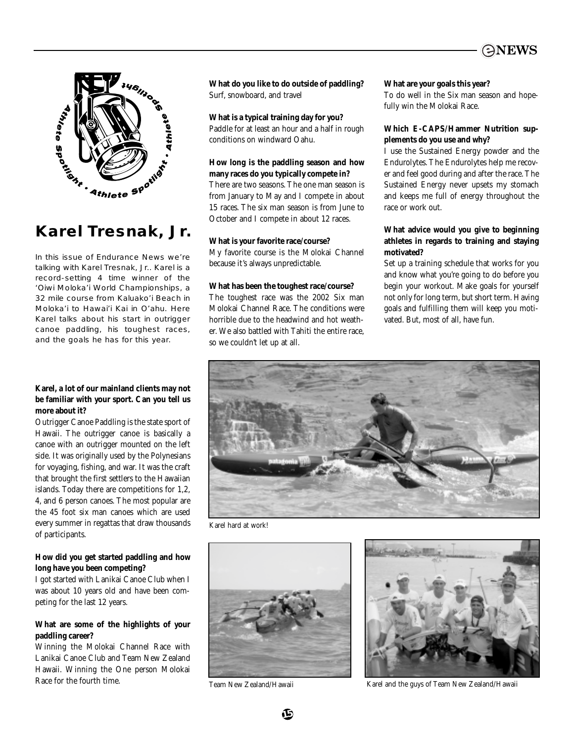# Karel Tresnak, Jr.

In this issue of Endurance News we're talking with Karel Tresnak, Jr.. Karel is a record-setting 4 time winner of the 'Oiwi Moloka'i World Championships, a 32 mile course from Kaluako'i Beach in Moloka'i to Hawai'i Kai in O'ahu. Here Karel talks about his start in outrigger canoe paddling, his toughest races, and the goals he has for this year.

**Karel, a lot of our mainland clients may not be familiar with your sport. Can you tell us more about it?**

Outrigger Canoe Paddling is the state sport of Hawaii. The outrigger canoe is basically a canoe with an outrigger mounted on the left side. It was originally used by the Polynesians for voyaging, fishing, and war. It was the craft that brought the first settlers to the Hawaiian islands. Today there are competitions for 1,2, 4, and 6 person canoes. The most popular are the 45 foot six man canoes which are used every summer in regattas that draw thousands of participants.

**How did you get started paddling and how long have you been competing?**

I got started with Lanikai Canoe Club when I was about 10 years old and have been competing for the last 12 years.

**What are some of the highlights of your paddling career?**

Winning the Molokai Channel Race with Lanikai Canoe Club and Team New Zealand Hawaii. Winning the One person Molokai Race for the fourth time.

**What do you like to do outside of paddling?**

Surf, snowboard, and travel

**What is a typical training day for you?**

Paddle for at least an hour and a half in rough conditions on windward Oahu.

**How long is the paddling season and how many races do you typically compete in?**

There are two seasons. The one man season is from January to May and I compete in about 15 races. The six man season is from June to October and I compete in about 12 races.

**What is your favorite race/course?**

My favorite course is the Molokai Channel because it's always unpredictable.

**What has been the toughest race/course?**

The toughest race was the 2002 Six man Molokai Channel Race. The conditions were horrible due to the headwind and hot weather. We also battled with Tahiti the entire race, so we couldn't let up at all.

**What are your goals this year?**

To do well in the Six man season and hopefully win the Molokai Race.

**Which E-CAPS/Hammer Nutrition supplements do you use and why?**

I use the Sustained Energy powder and the Endurolytes. The Endurolytes help me recover and feel good during and after the race. The Sustained Energy never upsets my stomach and keeps me full of energy throughout the race or work out.

**What advice would you give to beginning athletes in regards to training and staying motivated?**

Set up a training schedule that works for you and know what you're going to do before you begin your workout. Make goals for yourself not only for long term, but short term. Having goals and fulfilling them will keep you motivated. But, most of all, have fun.

Karel hard at work!

Team New Zealand/Hawaii

Karel and the guys of Team New Zealand/Hawaii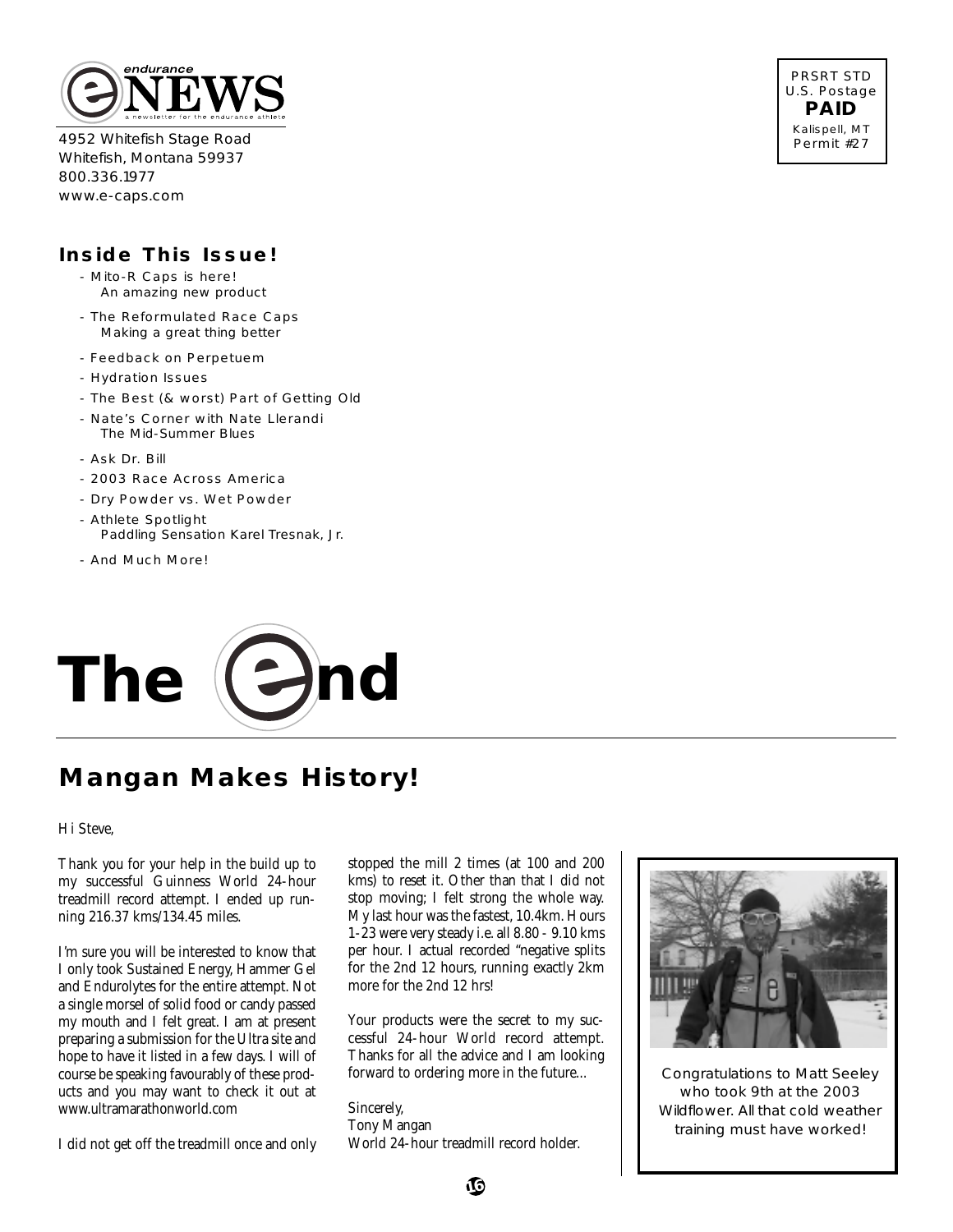endurance NEWS
a newsletter for the endurance athlete

4952 Whitefish Stage Road
Whitefish, Montana 59937
800.336.1977
www.e-caps.com

PRSRT STD
U.S. Postage
**PAID**
Kalispell, MT
Permit #27

## Inside This Issue!

- Mito-R Caps is here!
  An amazing new product
- The Reformulated Race Caps
  Making a great thing better
- Feedback on Perpetuem
- Hydration Issues
- The Best (& worst) Part of Getting Old
- Nate's Corner with Nate Llerandi
  The Mid-Summer Blues
- Ask Dr. Bill
- 2003 Race Across America
- Dry Powder vs. Wet Powder
- Athlete Spotlight
  Paddling Sensation Karel Tresnak, Jr.
- And Much More!

# The End

## Mangan Makes History!

Hi Steve,

Thank you for your help in the build up to my successful Guinness World 24-hour treadmill record attempt. I ended up running 216.37 kms/134.45 miles.

I'm sure you will be interested to know that I only took Sustained Energy, Hammer Gel and Endurolytes for the entire attempt. Not a single morsel of solid food or candy passed my mouth and I felt great. I am at present preparing a submission for the Ultra site and hope to have it listed in a few days. I will of course be speaking favourably of these products and you may want to check it out at www.ultramarathonworld.com

I did not get off the treadmill once and only stopped the mill 2 times (at 100 and 200 kms) to reset it. Other than that I did not stop moving; I felt strong the whole way. My last hour was the fastest, 10.4km. Hours 1-23 were very steady i.e. all 8.80 - 9.10 kms per hour. I actual recorded "negative splits for the 2nd 12 hours, running exactly 2km more for the 2nd 12 hrs!

Your products were the secret to my successful 24-hour World record attempt. Thanks for all the advice and I am looking forward to ordering more in the future...

Sincerely,
Tony Mangan
World 24-hour treadmill record holder.

Congratulations to Matt Seeley who took 9th at the 2003 Wildflower. All that cold weather training must have worked!